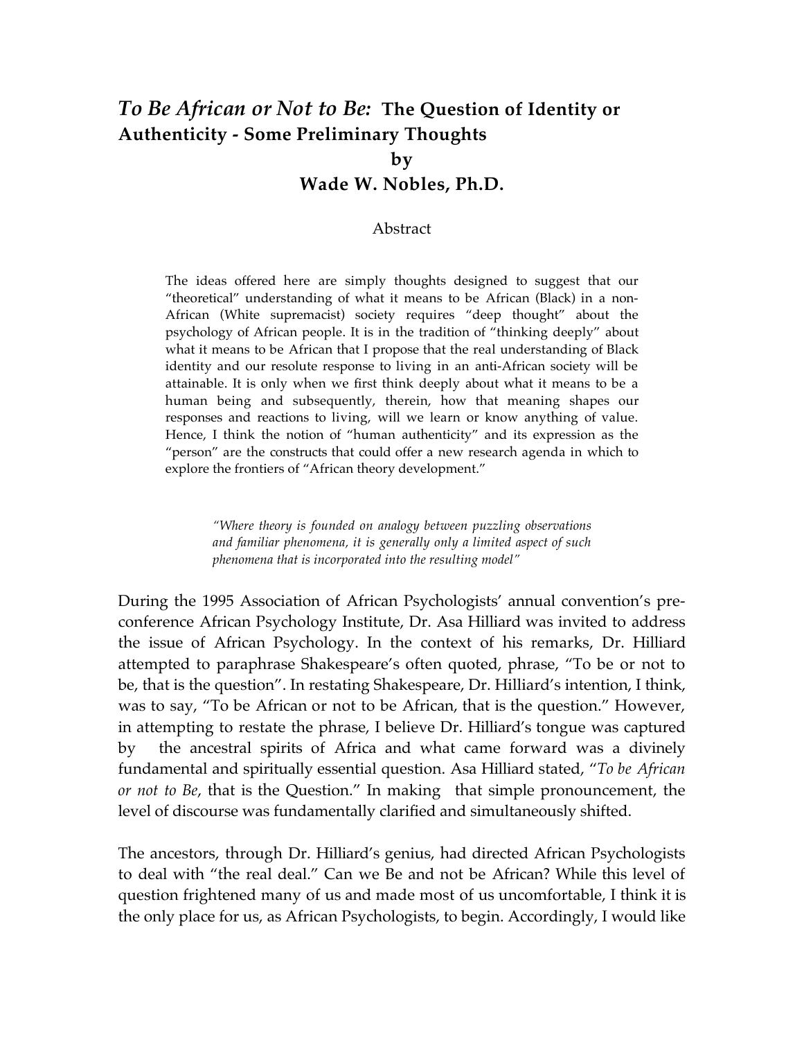# *To Be African or Not to Be:* The Question of Identity or Authenticity - Some Preliminary Thoughts

**by**

**Wade W. Nobles, Ph.D.**

## Abstract

The ideas offered here are simply thoughts designed to suggest that our "theoretical" understanding of what it means to be African (Black) in a non-African (White supremacist) society requires "deep thought" about the psychology of African people. It is in the tradition of "thinking deeply" about what it means to be African that I propose that the real understanding of Black identity and our resolute response to living in an anti-African society will be attainable. It is only when we first think deeply about what it means to be a human being and subsequently, therein, how that meaning shapes our responses and reactions to living, will we learn or know anything of value. Hence, I think the notion of "human authenticity" and its expression as the "person" are the constructs that could offer a new research agenda in which to explore the frontiers of "African theory development."

> *"Where theory is founded on analogy between puzzling observations and familiar phenomena, it is generally only a limited aspect of such phenomena that is incorporated into the resulting model"*

During the 1995 Association of African Psychologists' annual convention's pre-conference African Psychology Institute, Dr. Asa Hilliard was invited to address the issue of African Psychology. In the context of his remarks, Dr. Hilliard attempted to paraphrase Shakespeare's often quoted, phrase, "To be or not to be, that is the question". In restating Shakespeare, Dr. Hilliard's intention, I think, was to say, "To be African or not to be African, that is the question." However, in attempting to restate the phrase, I believe Dr. Hilliard's tongue was captured by the ancestral spirits of Africa and what came forward was a divinely fundamental and spiritually essential question. Asa Hilliard stated, "*To be African or not to Be*, that is the Question." In making that simple pronouncement, the level of discourse was fundamentally clarified and simultaneously shifted.

The ancestors, through Dr. Hilliard's genius, had directed African Psychologists to deal with "the real deal." Can we Be and not be African? While this level of question frightened many of us and made most of us uncomfortable, I think it is the only place for us, as African Psychologists, to begin. Accordingly, I would like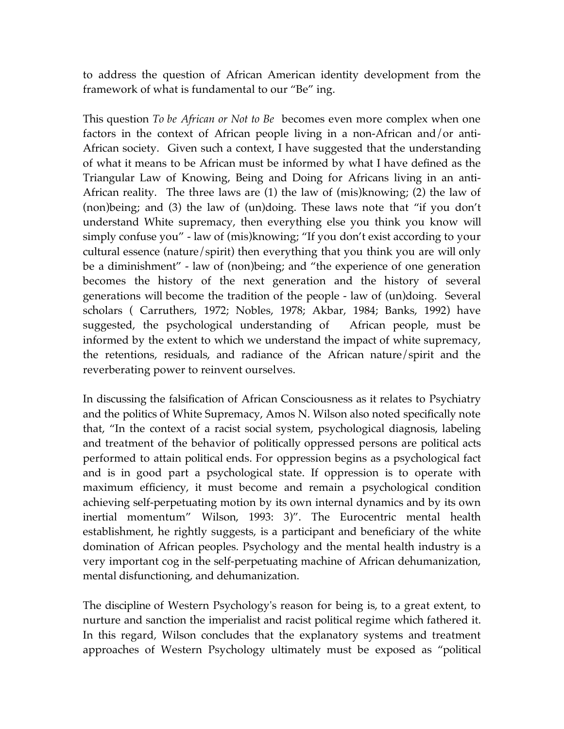to address the question of African American identity development from the framework of what is fundamental to our "Be" ing.

This question *To be African or Not to Be* becomes even more complex when one factors in the context of African people living in a non-African and/or anti-African society. Given such a context, I have suggested that the understanding of what it means to be African must be informed by what I have defined as the Triangular Law of Knowing, Being and Doing for Africans living in an anti-African reality. The three laws are (1) the law of (mis)knowing; (2) the law of (non)being; and (3) the law of (un)doing. These laws note that "if you don't understand White supremacy, then everything else you think you know will simply confuse you" - law of (mis)knowing; "If you don't exist according to your cultural essence (nature/spirit) then everything that you think you are will only be a diminishment" - law of (non)being; and "the experience of one generation becomes the history of the next generation and the history of several generations will become the tradition of the people - law of (un)doing. Several scholars ( Carruthers, 1972; Nobles, 1978; Akbar, 1984; Banks, 1992) have suggested, the psychological understanding of African people, must be informed by the extent to which we understand the impact of white supremacy, the retentions, residuals, and radiance of the African nature/spirit and the reverberating power to reinvent ourselves.

In discussing the falsification of African Consciousness as it relates to Psychiatry and the politics of White Supremacy, Amos N. Wilson also noted specifically note that, "In the context of a racist social system, psychological diagnosis, labeling and treatment of the behavior of politically oppressed persons are political acts performed to attain political ends. For oppression begins as a psychological fact and is in good part a psychological state. If oppression is to operate with maximum efficiency, it must become and remain a psychological condition achieving self-perpetuating motion by its own internal dynamics and by its own inertial momentum" Wilson, 1993: 3)". The Eurocentric mental health establishment, he rightly suggests, is a participant and beneficiary of the white domination of African peoples. Psychology and the mental health industry is a very important cog in the self-perpetuating machine of African dehumanization, mental disfunctioning, and dehumanization.

The discipline of Western Psychology's reason for being is, to a great extent, to nurture and sanction the imperialist and racist political regime which fathered it. In this regard, Wilson concludes that the explanatory systems and treatment approaches of Western Psychology ultimately must be exposed as "political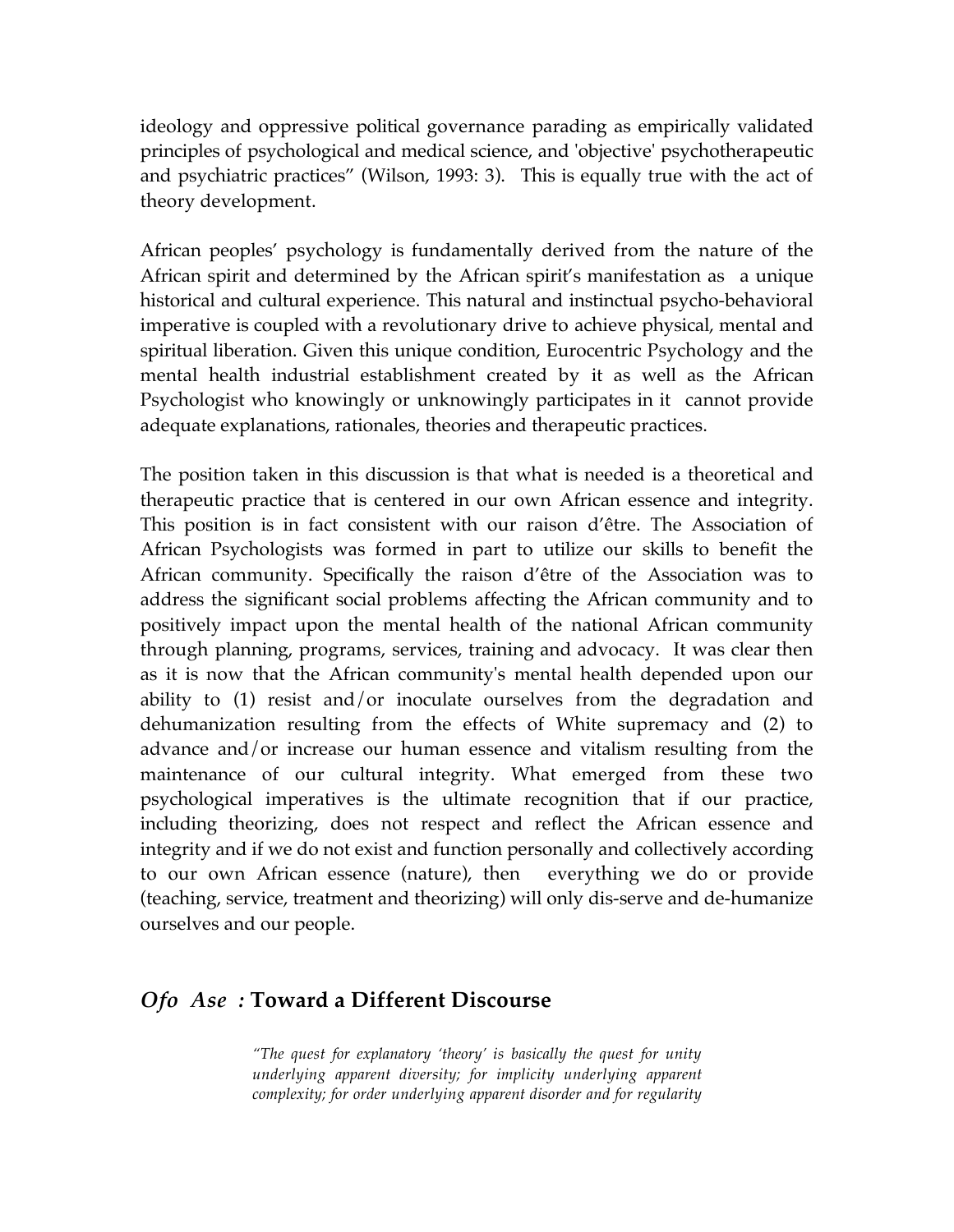ideology and oppressive political governance parading as empirically validated principles of psychological and medical science, and 'objective' psychotherapeutic and psychiatric practices" (Wilson, 1993: 3). This is equally true with the act of theory development.

African peoples' psychology is fundamentally derived from the nature of the African spirit and determined by the African spirit's manifestation as a unique historical and cultural experience. This natural and instinctual psycho-behavioral imperative is coupled with a revolutionary drive to achieve physical, mental and spiritual liberation. Given this unique condition, Eurocentric Psychology and the mental health industrial establishment created by it as well as the African Psychologist who knowingly or unknowingly participates in it cannot provide adequate explanations, rationales, theories and therapeutic practices.

The position taken in this discussion is that what is needed is a theoretical and therapeutic practice that is centered in our own African essence and integrity. This position is in fact consistent with our raison d'être. The Association of African Psychologists was formed in part to utilize our skills to benefit the African community. Specifically the raison d'être of the Association was to address the significant social problems affecting the African community and to positively impact upon the mental health of the national African community through planning, programs, services, training and advocacy. It was clear then as it is now that the African community's mental health depended upon our ability to (1) resist and/or inoculate ourselves from the degradation and dehumanization resulting from the effects of White supremacy and (2) to advance and/or increase our human essence and vitalism resulting from the maintenance of our cultural integrity. What emerged from these two psychological imperatives is the ultimate recognition that if our practice, including theorizing, does not respect and reflect the African essence and integrity and if we do not exist and function personally and collectively according to our own African essence (nature), then everything we do or provide (teaching, service, treatment and theorizing) will only dis-serve and de-humanize ourselves and our people.

## *Ofo Ase :* Toward a Different Discourse

> *"The quest for explanatory 'theory' is basically the quest for unity underlying apparent diversity; for implicity underlying apparent complexity; for order underlying apparent disorder and for regularity*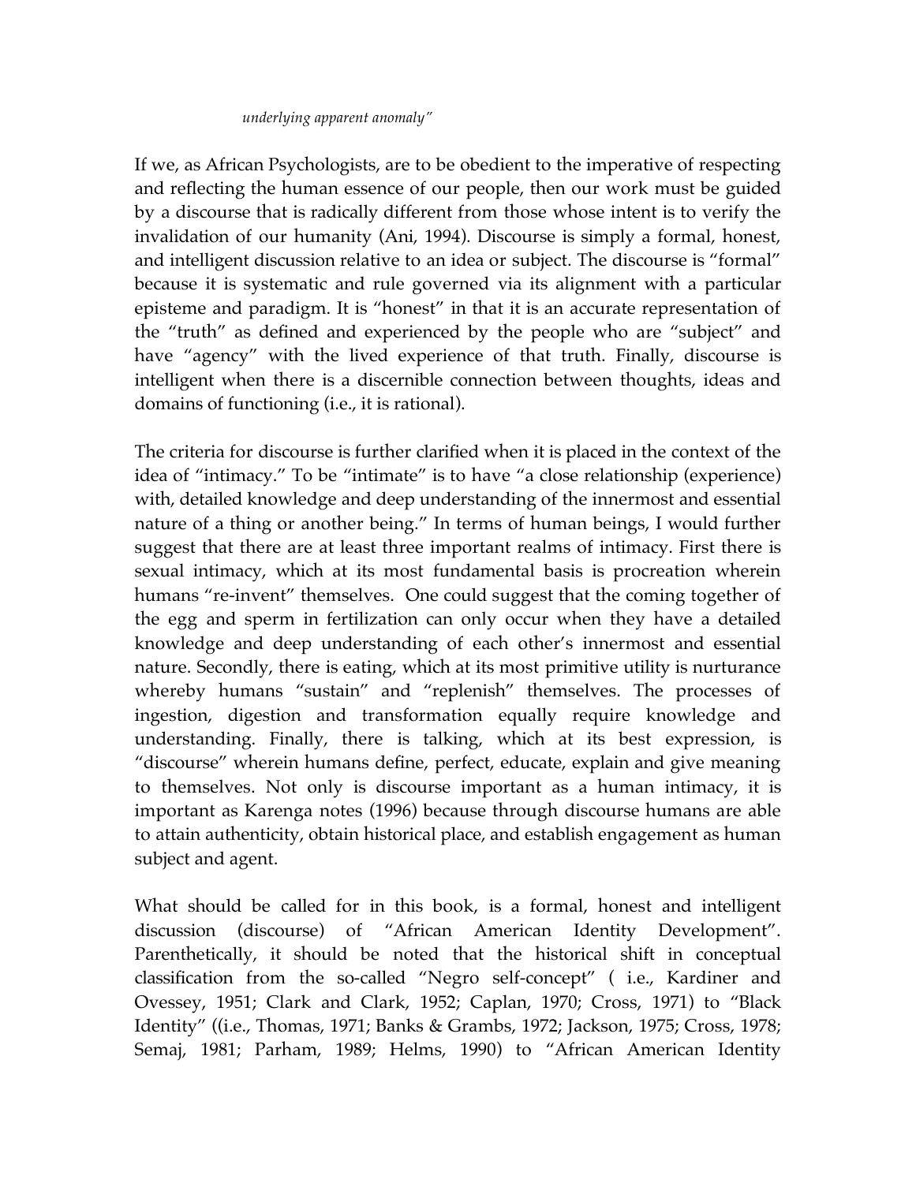*underlying apparent anomaly"*

If we, as African Psychologists, are to be obedient to the imperative of respecting and reflecting the human essence of our people, then our work must be guided by a discourse that is radically different from those whose intent is to verify the invalidation of our humanity (Ani, 1994). Discourse is simply a formal, honest, and intelligent discussion relative to an idea or subject. The discourse is "formal" because it is systematic and rule governed via its alignment with a particular episteme and paradigm. It is "honest" in that it is an accurate representation of the "truth" as defined and experienced by the people who are "subject" and have "agency" with the lived experience of that truth. Finally, discourse is intelligent when there is a discernible connection between thoughts, ideas and domains of functioning (i.e., it is rational).

The criteria for discourse is further clarified when it is placed in the context of the idea of "intimacy." To be "intimate" is to have "a close relationship (experience) with, detailed knowledge and deep understanding of the innermost and essential nature of a thing or another being." In terms of human beings, I would further suggest that there are at least three important realms of intimacy. First there is sexual intimacy, which at its most fundamental basis is procreation wherein humans "re-invent" themselves. One could suggest that the coming together of the egg and sperm in fertilization can only occur when they have a detailed knowledge and deep understanding of each other's innermost and essential nature. Secondly, there is eating, which at its most primitive utility is nurturance whereby humans "sustain" and "replenish" themselves. The processes of ingestion, digestion and transformation equally require knowledge and understanding. Finally, there is talking, which at its best expression, is "discourse" wherein humans define, perfect, educate, explain and give meaning to themselves. Not only is discourse important as a human intimacy, it is important as Karenga notes (1996) because through discourse humans are able to attain authenticity, obtain historical place, and establish engagement as human subject and agent.

What should be called for in this book, is a formal, honest and intelligent discussion (discourse) of "African American Identity Development". Parenthetically, it should be noted that the historical shift in conceptual classification from the so-called "Negro self-concept" ( i.e., Kardiner and Ovessey, 1951; Clark and Clark, 1952; Caplan, 1970; Cross, 1971) to "Black Identity" ((i.e., Thomas, 1971; Banks & Grambs, 1972; Jackson, 1975; Cross, 1978; Semaj, 1981; Parham, 1989; Helms, 1990) to "African American Identity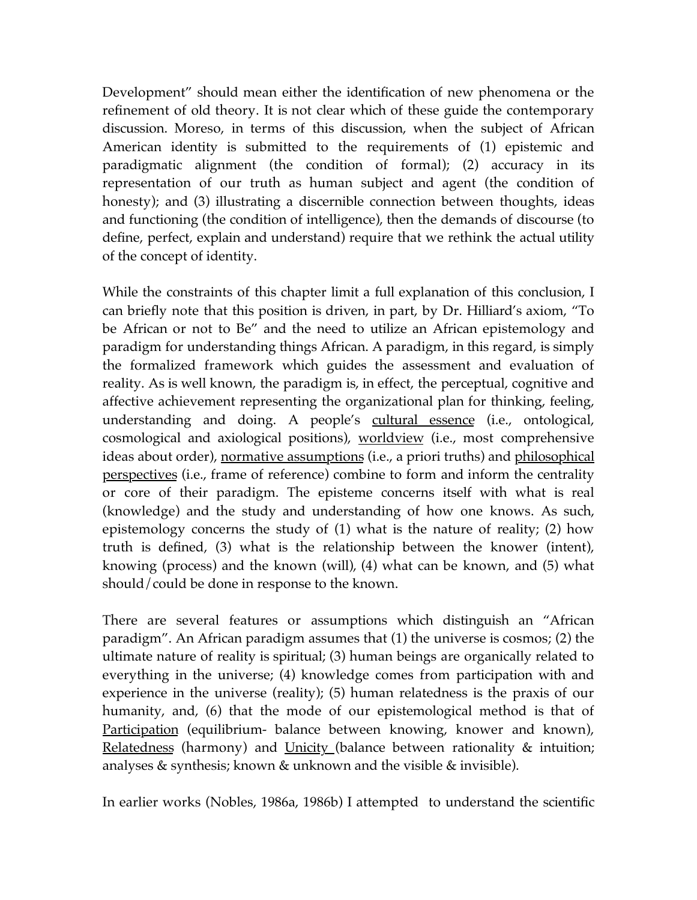Development" should mean either the identification of new phenomena or the refinement of old theory. It is not clear which of these guide the contemporary discussion. Moreso, in terms of this discussion, when the subject of African American identity is submitted to the requirements of (1) epistemic and paradigmatic alignment (the condition of formal); (2) accuracy in its representation of our truth as human subject and agent (the condition of honesty); and (3) illustrating a discernible connection between thoughts, ideas and functioning (the condition of intelligence), then the demands of discourse (to define, perfect, explain and understand) require that we rethink the actual utility of the concept of identity.

While the constraints of this chapter limit a full explanation of this conclusion, I can briefly note that this position is driven, in part, by Dr. Hilliard's axiom, "To be African or not to Be" and the need to utilize an African epistemology and paradigm for understanding things African. A paradigm, in this regard, is simply the formalized framework which guides the assessment and evaluation of reality. As is well known, the paradigm is, in effect, the perceptual, cognitive and affective achievement representing the organizational plan for thinking, feeling, understanding and doing. A people's <u>cultural essence</u> (i.e., ontological, cosmological and axiological positions), <u>worldview</u> (i.e., most comprehensive ideas about order), <u>normative assumptions</u> (i.e., a priori truths) and <u>philosophical perspectives</u> (i.e., frame of reference) combine to form and inform the centrality or core of their paradigm. The episteme concerns itself with what is real (knowledge) and the study and understanding of how one knows. As such, epistemology concerns the study of (1) what is the nature of reality; (2) how truth is defined, (3) what is the relationship between the knower (intent), knowing (process) and the known (will), (4) what can be known, and (5) what should/could be done in response to the known.

There are several features or assumptions which distinguish an "African paradigm". An African paradigm assumes that (1) the universe is cosmos; (2) the ultimate nature of reality is spiritual; (3) human beings are organically related to everything in the universe; (4) knowledge comes from participation with and experience in the universe (reality); (5) human relatedness is the praxis of our humanity, and, (6) that the mode of our epistemological method is that of <u>Participation</u> (equilibrium- balance between knowing, knower and known), <u>Relatedness</u> (harmony) and <u>Unicity</u> (balance between rationality & intuition; analyses & synthesis; known & unknown and the visible & invisible).

In earlier works (Nobles, 1986a, 1986b) I attempted to understand the scientific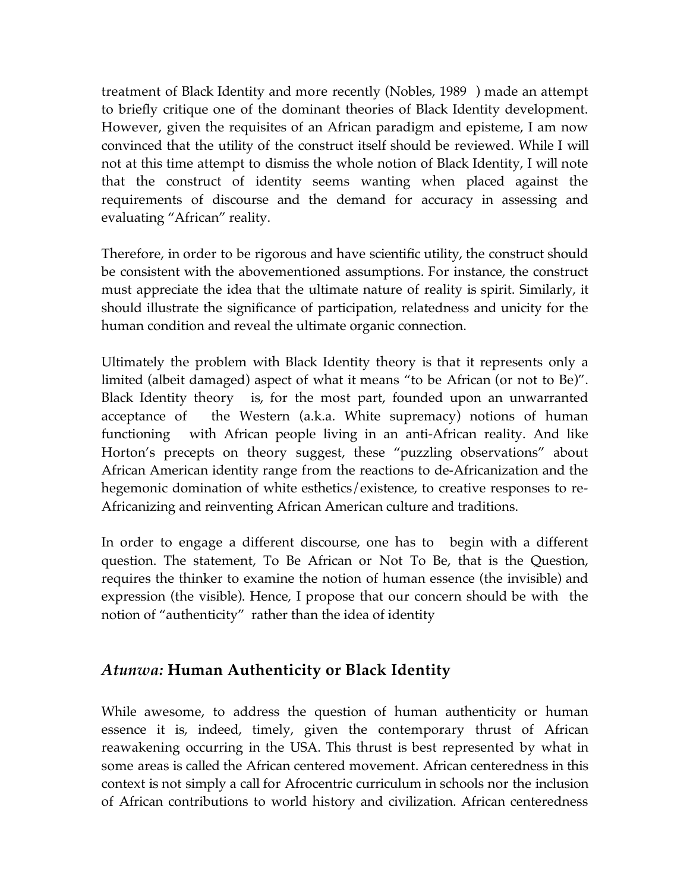treatment of Black Identity and more recently (Nobles, 1989 ) made an attempt to briefly critique one of the dominant theories of Black Identity development. However, given the requisites of an African paradigm and episteme, I am now convinced that the utility of the construct itself should be reviewed. While I will not at this time attempt to dismiss the whole notion of Black Identity, I will note that the construct of identity seems wanting when placed against the requirements of discourse and the demand for accuracy in assessing and evaluating "African" reality.

Therefore, in order to be rigorous and have scientific utility, the construct should be consistent with the abovementioned assumptions. For instance, the construct must appreciate the idea that the ultimate nature of reality is spirit. Similarly, it should illustrate the significance of participation, relatedness and unicity for the human condition and reveal the ultimate organic connection.

Ultimately the problem with Black Identity theory is that it represents only a limited (albeit damaged) aspect of what it means "to be African (or not to Be)". Black Identity theory is, for the most part, founded upon an unwarranted acceptance of the Western (a.k.a. White supremacy) notions of human functioning with African people living in an anti-African reality. And like Horton's precepts on theory suggest, these "puzzling observations" about African American identity range from the reactions to de-Africanization and the hegemonic domination of white esthetics/existence, to creative responses to re-Africanizing and reinventing African American culture and traditions.

In order to engage a different discourse, one has to begin with a different question. The statement, To Be African or Not To Be, that is the Question, requires the thinker to examine the notion of human essence (the invisible) and expression (the visible). Hence, I propose that our concern should be with the notion of "authenticity" rather than the idea of identity

## *Atunwa:* **Human Authenticity or Black Identity**

While awesome, to address the question of human authenticity or human essence it is, indeed, timely, given the contemporary thrust of African reawakening occurring in the USA. This thrust is best represented by what in some areas is called the African centered movement. African centeredness in this context is not simply a call for Afrocentric curriculum in schools nor the inclusion of African contributions to world history and civilization. African centeredness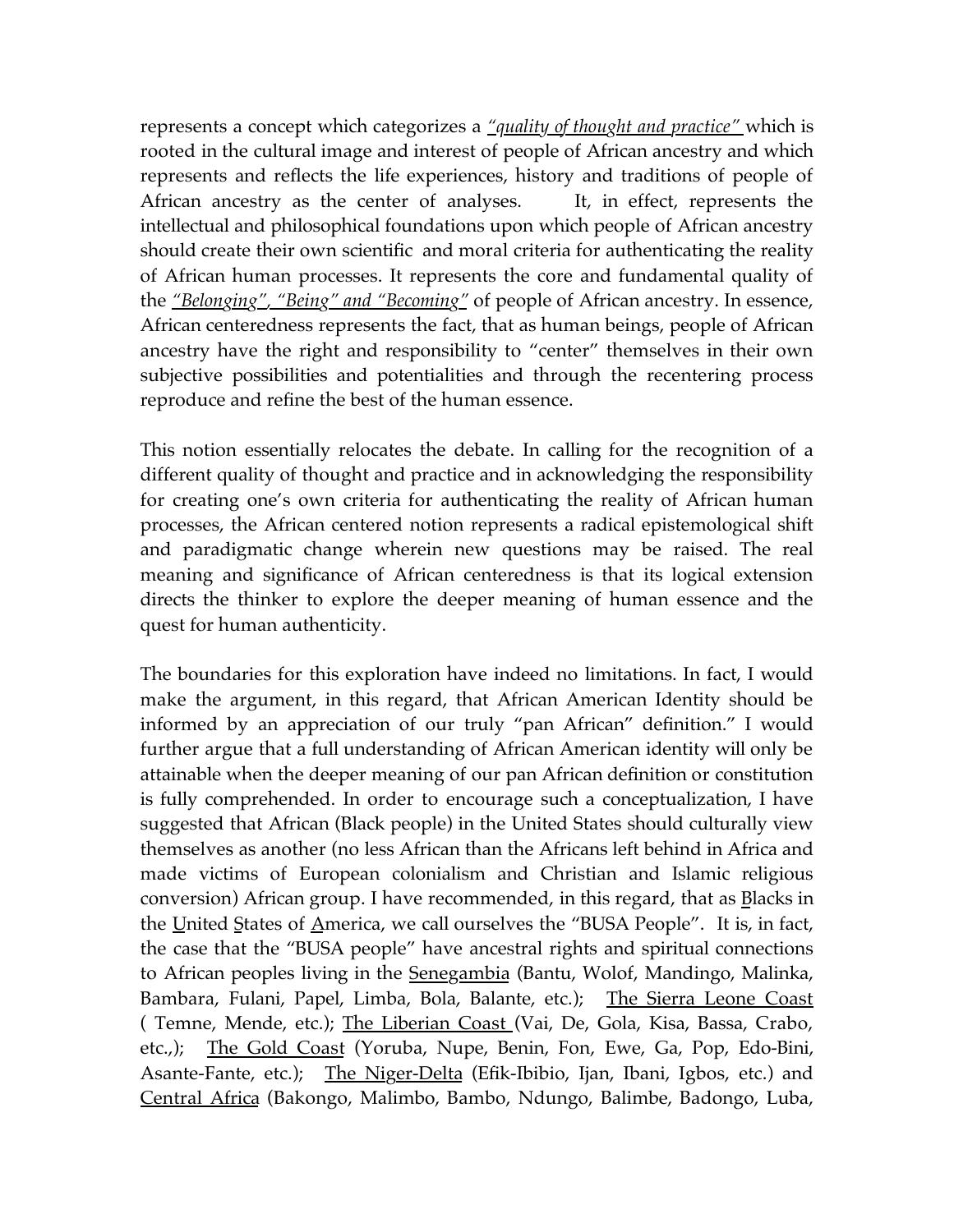represents a concept which categorizes a *"quality of thought and practice"* which is rooted in the cultural image and interest of people of African ancestry and which represents and reflects the life experiences, history and traditions of people of African ancestry as the center of analyses. It, in effect, represents the intellectual and philosophical foundations upon which people of African ancestry should create their own scientific and moral criteria for authenticating the reality of African human processes. It represents the core and fundamental quality of the *"Belonging", "Being" and "Becoming"* of people of African ancestry. In essence, African centeredness represents the fact, that as human beings, people of African ancestry have the right and responsibility to "center" themselves in their own subjective possibilities and potentialities and through the recentering process reproduce and refine the best of the human essence.

This notion essentially relocates the debate. In calling for the recognition of a different quality of thought and practice and in acknowledging the responsibility for creating one's own criteria for authenticating the reality of African human processes, the African centered notion represents a radical epistemological shift and paradigmatic change wherein new questions may be raised. The real meaning and significance of African centeredness is that its logical extension directs the thinker to explore the deeper meaning of human essence and the quest for human authenticity.

The boundaries for this exploration have indeed no limitations. In fact, I would make the argument, in this regard, that African American Identity should be informed by an appreciation of our truly "pan African" definition." I would further argue that a full understanding of African American identity will only be attainable when the deeper meaning of our pan African definition or constitution is fully comprehended. In order to encourage such a conceptualization, I have suggested that African (Black people) in the United States should culturally view themselves as another (no less African than the Africans left behind in Africa and made victims of European colonialism and Christian and Islamic religious conversion) African group. I have recommended, in this regard, that as Blacks in the United States of America, we call ourselves the "BUSA People". It is, in fact, the case that the "BUSA people" have ancestral rights and spiritual connections to African peoples living in the Senegambia (Bantu, Wolof, Mandingo, Malinka, Bambara, Fulani, Papel, Limba, Bola, Balante, etc.); The Sierra Leone Coast ( Temne, Mende, etc.); The Liberian Coast (Vai, De, Gola, Kisa, Bassa, Crabo, etc.,); The Gold Coast (Yoruba, Nupe, Benin, Fon, Ewe, Ga, Pop, Edo-Bini, Asante-Fante, etc.); The Niger-Delta (Efik-Ibibio, Ijan, Ibani, Igbos, etc.) and Central Africa (Bakongo, Malimbo, Bambo, Ndungo, Balimbe, Badongo, Luba,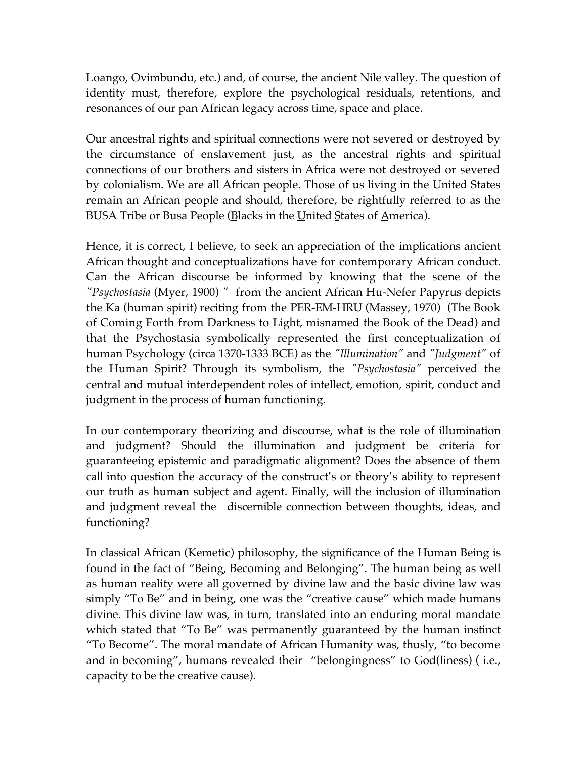Loango, Ovimbundu, etc.) and, of course, the ancient Nile valley. The question of identity must, therefore, explore the psychological residuals, retentions, and resonances of our pan African legacy across time, space and place.

Our ancestral rights and spiritual connections were not severed or destroyed by the circumstance of enslavement just, as the ancestral rights and spiritual connections of our brothers and sisters in Africa were not destroyed or severed by colonialism. We are all African people. Those of us living in the United States remain an African people and should, therefore, be rightfully referred to as the BUSA Tribe or Busa People (<u>B</u>lacks in the <u>U</u>nited <u>S</u>tates of <u>A</u>merica).

Hence, it is correct, I believe, to seek an appreciation of the implications ancient African thought and conceptualizations have for contemporary African conduct. Can the African discourse be informed by knowing that the scene of the *"Psychostasia* (Myer, 1900) *"* from the ancient African Hu-Nefer Papyrus depicts the Ka (human spirit) reciting from the PER-EM-HRU (Massey, 1970) (The Book of Coming Forth from Darkness to Light, misnamed the Book of the Dead) and that the Psychostasia symbolically represented the first conceptualization of human Psychology (circa 1370-1333 BCE) as the *"Illumination"* and *"Judgment"* of the Human Spirit? Through its symbolism, the *"Psychostasia"* perceived the central and mutual interdependent roles of intellect, emotion, spirit, conduct and judgment in the process of human functioning.

In our contemporary theorizing and discourse, what is the role of illumination and judgment? Should the illumination and judgment be criteria for guaranteeing epistemic and paradigmatic alignment? Does the absence of them call into question the accuracy of the construct's or theory's ability to represent our truth as human subject and agent. Finally, will the inclusion of illumination and judgment reveal the discernible connection between thoughts, ideas, and functioning?

In classical African (Kemetic) philosophy, the significance of the Human Being is found in the fact of "Being, Becoming and Belonging". The human being as well as human reality were all governed by divine law and the basic divine law was simply "To Be" and in being, one was the "creative cause" which made humans divine. This divine law was, in turn, translated into an enduring moral mandate which stated that "To Be" was permanently guaranteed by the human instinct "To Become". The moral mandate of African Humanity was, thusly, "to become and in becoming", humans revealed their "belongingness" to God(liness) ( i.e., capacity to be the creative cause).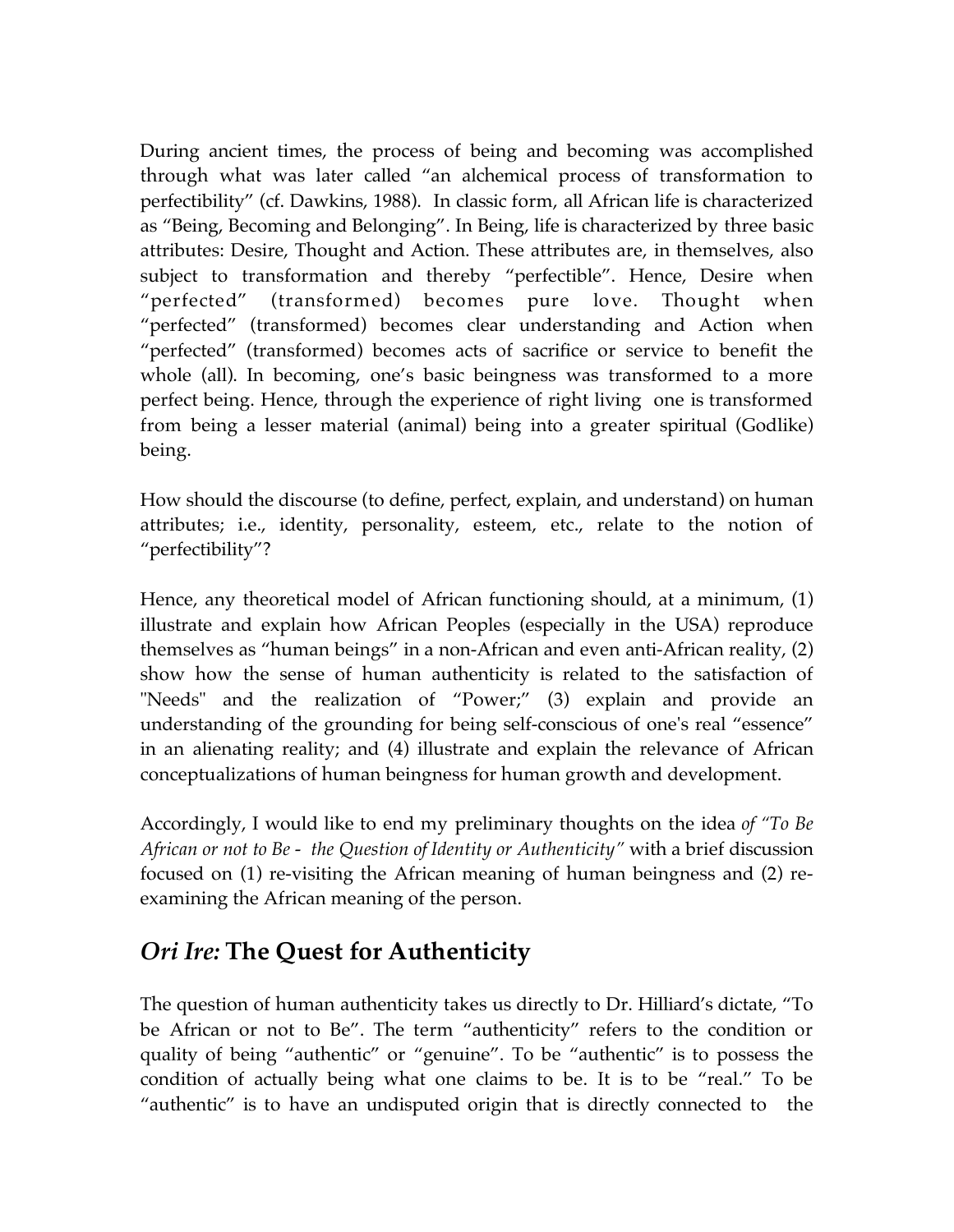During ancient times, the process of being and becoming was accomplished through what was later called "an alchemical process of transformation to perfectibility" (cf. Dawkins, 1988). In classic form, all African life is characterized as "Being, Becoming and Belonging". In Being, life is characterized by three basic attributes: Desire, Thought and Action. These attributes are, in themselves, also subject to transformation and thereby "perfectible". Hence, Desire when "perfected" (transformed) becomes pure love. Thought when "perfected" (transformed) becomes clear understanding and Action when "perfected" (transformed) becomes acts of sacrifice or service to benefit the whole (all). In becoming, one's basic beingness was transformed to a more perfect being. Hence, through the experience of right living one is transformed from being a lesser material (animal) being into a greater spiritual (Godlike) being.

How should the discourse (to define, perfect, explain, and understand) on human attributes; i.e., identity, personality, esteem, etc., relate to the notion of "perfectibility"?

Hence, any theoretical model of African functioning should, at a minimum, (1) illustrate and explain how African Peoples (especially in the USA) reproduce themselves as "human beings" in a non-African and even anti-African reality, (2) show how the sense of human authenticity is related to the satisfaction of "Needs" and the realization of "Power;" (3) explain and provide an understanding of the grounding for being self-conscious of one's real "essence" in an alienating reality; and (4) illustrate and explain the relevance of African conceptualizations of human beingness for human growth and development.

Accordingly, I would like to end my preliminary thoughts on the idea *of "To Be African or not to Be - the Question of Identity or Authenticity"* with a brief discussion focused on (1) re-visiting the African meaning of human beingness and (2) re-examining the African meaning of the person.

## *Ori Ire:* The Quest for Authenticity

The question of human authenticity takes us directly to Dr. Hilliard's dictate, "To be African or not to Be". The term "authenticity" refers to the condition or quality of being "authentic" or "genuine". To be "authentic" is to possess the condition of actually being what one claims to be. It is to be "real." To be "authentic" is to have an undisputed origin that is directly connected to the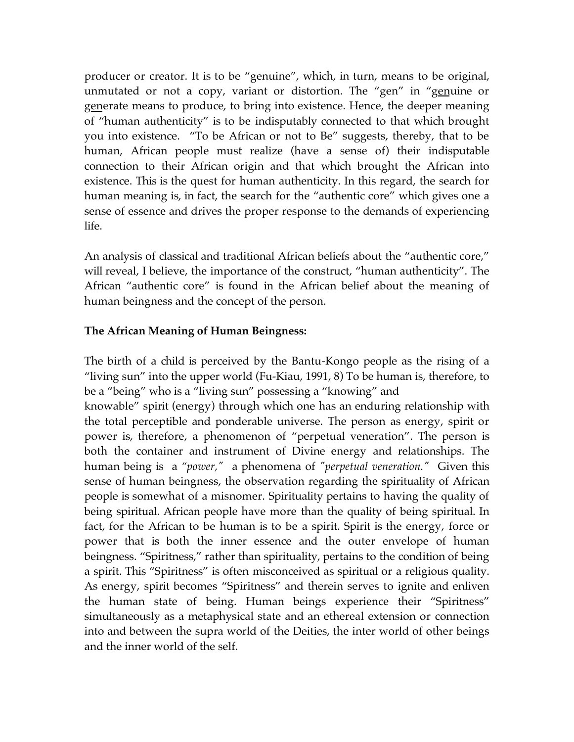producer or creator. It is to be "genuine", which, in turn, means to be original, unmutated or not a copy, variant or distortion. The "gen" in "genuine or generate means to produce, to bring into existence. Hence, the deeper meaning of "human authenticity" is to be indisputably connected to that which brought you into existence. "To be African or not to Be" suggests, thereby, that to be human, African people must realize (have a sense of) their indisputable connection to their African origin and that which brought the African into existence. This is the quest for human authenticity. In this regard, the search for human meaning is, in fact, the search for the "authentic core" which gives one a sense of essence and drives the proper response to the demands of experiencing life.

An analysis of classical and traditional African beliefs about the "authentic core," will reveal, I believe, the importance of the construct, "human authenticity". The African "authentic core" is found in the African belief about the meaning of human beingness and the concept of the person.

**The African Meaning of Human Beingness:**

The birth of a child is perceived by the Bantu-Kongo people as the rising of a "living sun" into the upper world (Fu-Kiau, 1991, 8) To be human is, therefore, to be a "being" who is a "living sun" possessing a "knowing" and knowable" spirit (energy) through which one has an enduring relationship with the total perceptible and ponderable universe. The person as energy, spirit or power is, therefore, a phenomenon of "perpetual veneration". The person is both the container and instrument of Divine energy and relationships. The human being is a *"power,"* a phenomena of *"perpetual veneration."* Given this sense of human beingness, the observation regarding the spirituality of African people is somewhat of a misnomer. Spirituality pertains to having the quality of being spiritual. African people have more than the quality of being spiritual. In fact, for the African to be human is to be a spirit. Spirit is the energy, force or power that is both the inner essence and the outer envelope of human beingness. "Spiritness," rather than spirituality, pertains to the condition of being a spirit. This "Spiritness" is often misconceived as spiritual or a religious quality. As energy, spirit becomes "Spiritness" and therein serves to ignite and enliven the human state of being. Human beings experience their "Spiritness" simultaneously as a metaphysical state and an ethereal extension or connection into and between the supra world of the Deities, the inter world of other beings and the inner world of the self.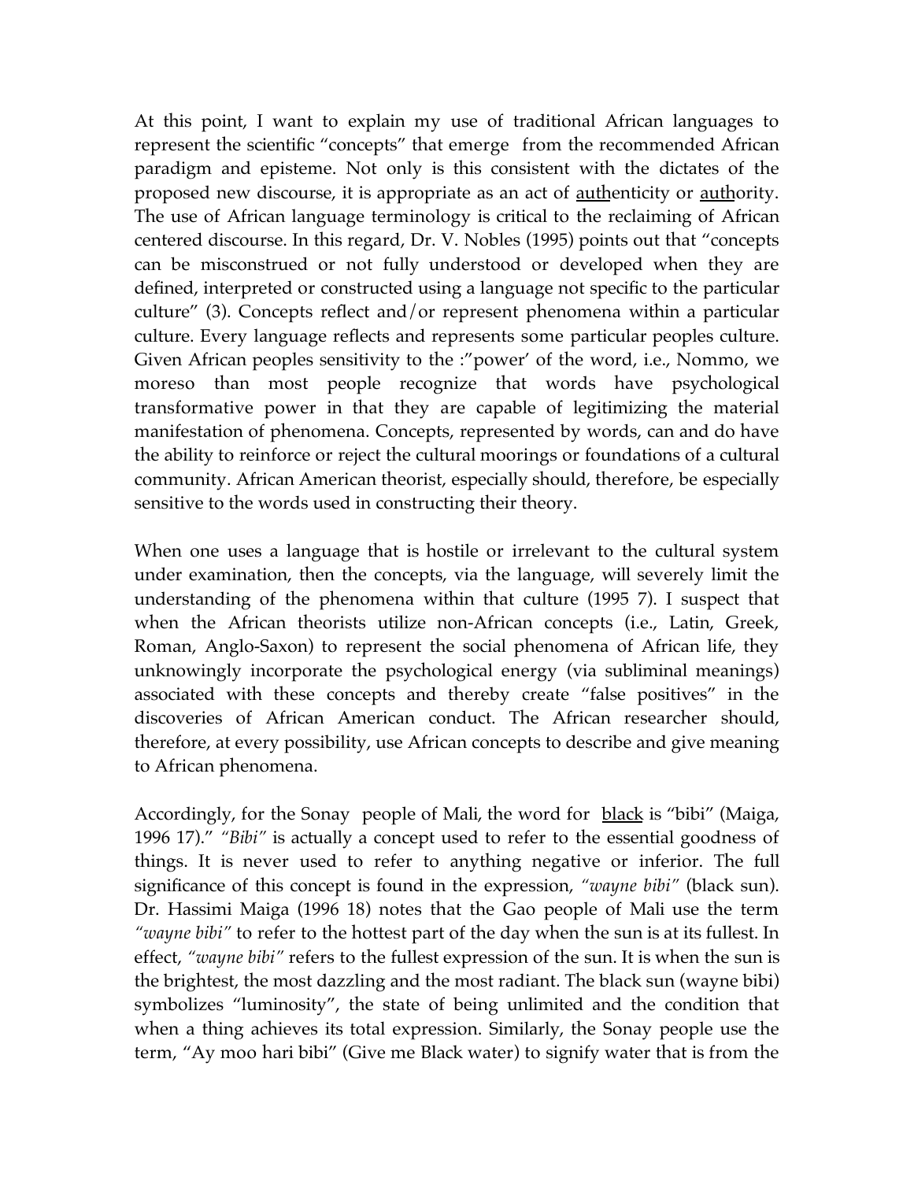At this point, I want to explain my use of traditional African languages to represent the scientific "concepts" that emerge from the recommended African paradigm and episteme. Not only is this consistent with the dictates of the proposed new discourse, it is appropriate as an act of <u>auth</u>enticity or <u>auth</u>ority. The use of African language terminology is critical to the reclaiming of African centered discourse. In this regard, Dr. V. Nobles (1995) points out that "concepts can be misconstrued or not fully understood or developed when they are defined, interpreted or constructed using a language not specific to the particular culture" (3). Concepts reflect and/or represent phenomena within a particular culture. Every language reflects and represents some particular peoples culture. Given African peoples sensitivity to the :"power' of the word, i.e., Nommo, we moreso than most people recognize that words have psychological transformative power in that they are capable of legitimizing the material manifestation of phenomena. Concepts, represented by words, can and do have the ability to reinforce or reject the cultural moorings or foundations of a cultural community. African American theorist, especially should, therefore, be especially sensitive to the words used in constructing their theory.

When one uses a language that is hostile or irrelevant to the cultural system under examination, then the concepts, via the language, will severely limit the understanding of the phenomena within that culture (1995 7). I suspect that when the African theorists utilize non-African concepts (i.e., Latin, Greek, Roman, Anglo-Saxon) to represent the social phenomena of African life, they unknowingly incorporate the psychological energy (via subliminal meanings) associated with these concepts and thereby create "false positives" in the discoveries of African American conduct. The African researcher should, therefore, at every possibility, use African concepts to describe and give meaning to African phenomena.

Accordingly, for the Sonay people of Mali, the word for <u>black</u> is "bibi" (Maiga, 1996 17)." *"Bibi"* is actually a concept used to refer to the essential goodness of things. It is never used to refer to anything negative or inferior. The full significance of this concept is found in the expression, *"wayne bibi"* (black sun). Dr. Hassimi Maiga (1996 18) notes that the Gao people of Mali use the term *"wayne bibi"* to refer to the hottest part of the day when the sun is at its fullest. In effect, *"wayne bibi"* refers to the fullest expression of the sun. It is when the sun is the brightest, the most dazzling and the most radiant. The black sun (wayne bibi) symbolizes "luminosity", the state of being unlimited and the condition that when a thing achieves its total expression. Similarly, the Sonay people use the term, "Ay moo hari bibi" (Give me Black water) to signify water that is from the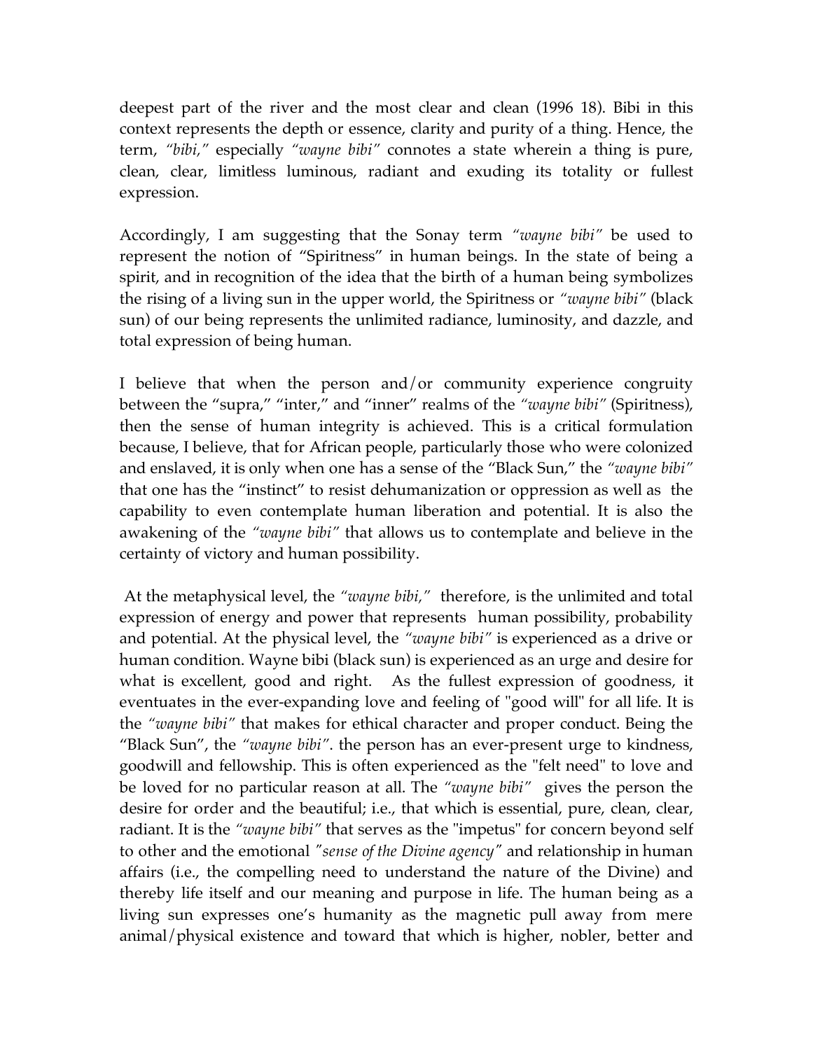deepest part of the river and the most clear and clean (1996 18). Bibi in this context represents the depth or essence, clarity and purity of a thing. Hence, the term, *"bibi,"* especially *"wayne bibi"* connotes a state wherein a thing is pure, clean, clear, limitless luminous, radiant and exuding its totality or fullest expression.

Accordingly, I am suggesting that the Sonay term *"wayne bibi"* be used to represent the notion of "Spiritness" in human beings. In the state of being a spirit, and in recognition of the idea that the birth of a human being symbolizes the rising of a living sun in the upper world, the Spiritness or *"wayne bibi"* (black sun) of our being represents the unlimited radiance, luminosity, and dazzle, and total expression of being human.

I believe that when the person and/or community experience congruity between the "supra," "inter," and "inner" realms of the *"wayne bibi"* (Spiritness), then the sense of human integrity is achieved. This is a critical formulation because, I believe, that for African people, particularly those who were colonized and enslaved, it is only when one has a sense of the "Black Sun," the *"wayne bibi"* that one has the "instinct" to resist dehumanization or oppression as well as the capability to even contemplate human liberation and potential. It is also the awakening of the *"wayne bibi"* that allows us to contemplate and believe in the certainty of victory and human possibility.

At the metaphysical level, the *"wayne bibi,"* therefore, is the unlimited and total expression of energy and power that represents human possibility, probability and potential. At the physical level, the *"wayne bibi"* is experienced as a drive or human condition. Wayne bibi (black sun) is experienced as an urge and desire for what is excellent, good and right. As the fullest expression of goodness, it eventuates in the ever-expanding love and feeling of "good will" for all life. It is the *"wayne bibi"* that makes for ethical character and proper conduct. Being the "Black Sun", the *"wayne bibi"*. the person has an ever-present urge to kindness, goodwill and fellowship. This is often experienced as the "felt need" to love and be loved for no particular reason at all. The *"wayne bibi"* gives the person the desire for order and the beautiful; i.e., that which is essential, pure, clean, clear, radiant. It is the *"wayne bibi"* that serves as the "impetus" for concern beyond self to other and the emotional *"sense of the Divine agency"* and relationship in human affairs (i.e., the compelling need to understand the nature of the Divine) and thereby life itself and our meaning and purpose in life. The human being as a living sun expresses one's humanity as the magnetic pull away from mere animal/physical existence and toward that which is higher, nobler, better and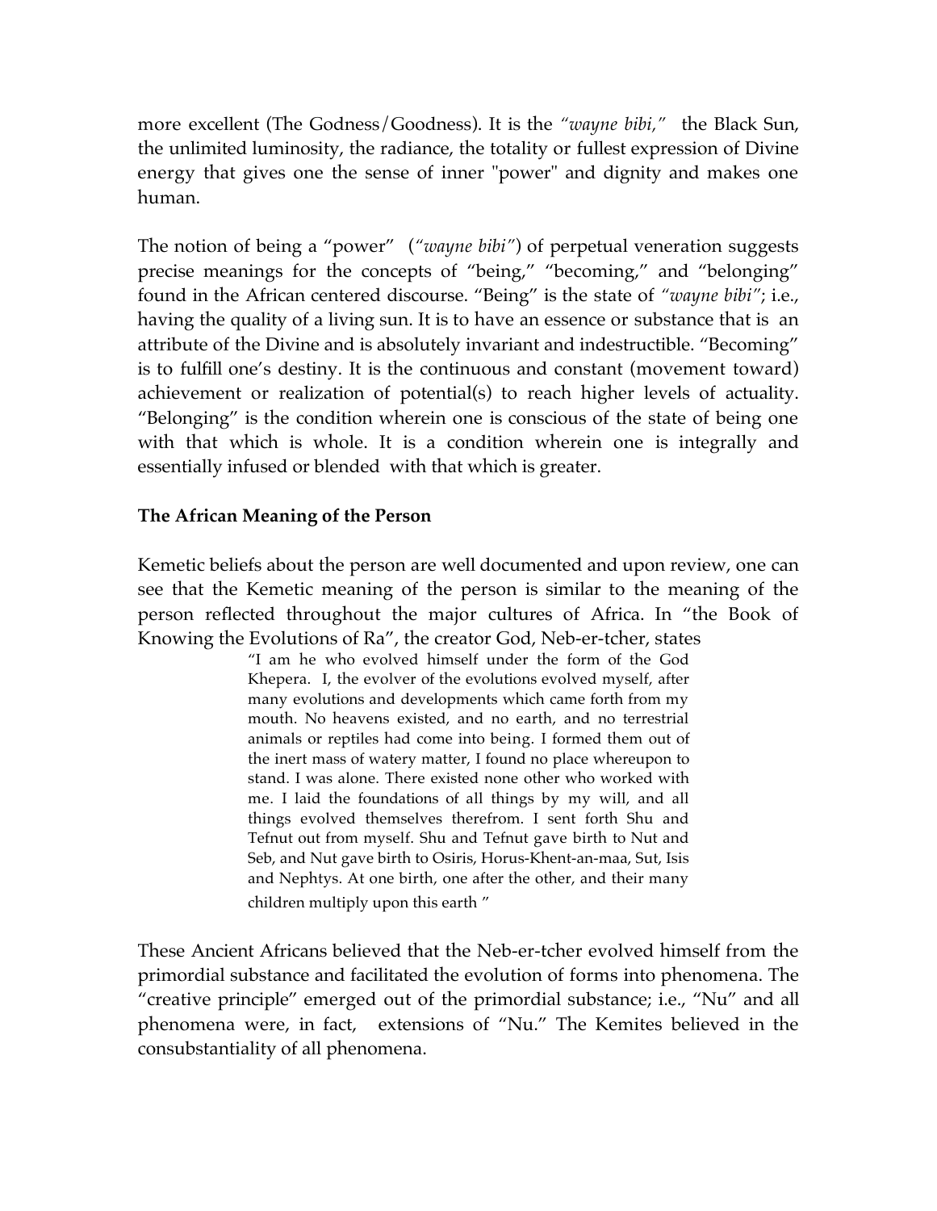more excellent (The Godness/Goodness). It is the *"wayne bibi,"* the Black Sun, the unlimited luminosity, the radiance, the totality or fullest expression of Divine energy that gives one the sense of inner "power" and dignity and makes one human.

The notion of being a "power" (*"wayne bibi"*) of perpetual veneration suggests precise meanings for the concepts of "being," "becoming," and "belonging" found in the African centered discourse. "Being" is the state of *"wayne bibi"*; i.e., having the quality of a living sun. It is to have an essence or substance that is an attribute of the Divine and is absolutely invariant and indestructible. "Becoming" is to fulfill one's destiny. It is the continuous and constant (movement toward) achievement or realization of potential(s) to reach higher levels of actuality. "Belonging" is the condition wherein one is conscious of the state of being one with that which is whole. It is a condition wherein one is integrally and essentially infused or blended with that which is greater.

**The African Meaning of the Person**

Kemetic beliefs about the person are well documented and upon review, one can see that the Kemetic meaning of the person is similar to the meaning of the person reflected throughout the major cultures of Africa. In "the Book of Knowing the Evolutions of Ra", the creator God, Neb-er-tcher, states

> "I am he who evolved himself under the form of the God Khepera. I, the evolver of the evolutions evolved myself, after many evolutions and developments which came forth from my mouth. No heavens existed, and no earth, and no terrestrial animals or reptiles had come into being. I formed them out of the inert mass of watery matter, I found no place whereupon to stand. I was alone. There existed none other who worked with me. I laid the foundations of all things by my will, and all things evolved themselves therefrom. I sent forth Shu and Tefnut out from myself. Shu and Tefnut gave birth to Nut and Seb, and Nut gave birth to Osiris, Horus-Khent-an-maa, Sut, Isis and Nephtys. At one birth, one after the other, and their many children multiply upon this earth "

These Ancient Africans believed that the Neb-er-tcher evolved himself from the primordial substance and facilitated the evolution of forms into phenomena. The "creative principle" emerged out of the primordial substance; i.e., "Nu" and all phenomena were, in fact, extensions of "Nu." The Kemites believed in the consubstantiality of all phenomena.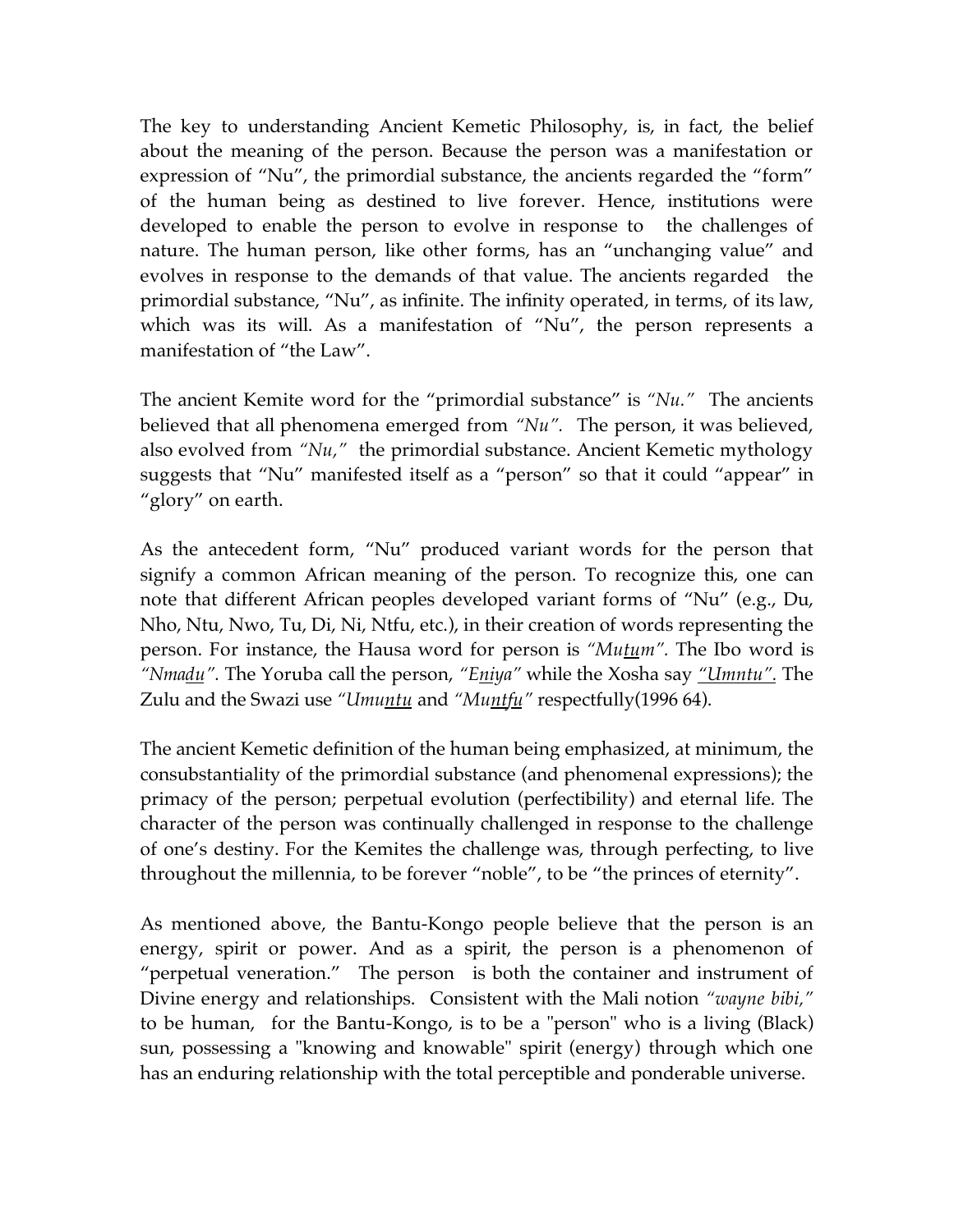The key to understanding Ancient Kemetic Philosophy, is, in fact, the belief about the meaning of the person. Because the person was a manifestation or expression of "Nu", the primordial substance, the ancients regarded the "form" of the human being as destined to live forever. Hence, institutions were developed to enable the person to evolve in response to the challenges of nature. The human person, like other forms, has an "unchanging value" and evolves in response to the demands of that value. The ancients regarded the primordial substance, "Nu", as infinite. The infinity operated, in terms, of its law, which was its will. As a manifestation of "Nu", the person represents a manifestation of "the Law".

The ancient Kemite word for the "primordial substance" is *"Nu."* The ancients believed that all phenomena emerged from *"Nu".* The person, it was believed, also evolved from *"Nu,"* the primordial substance. Ancient Kemetic mythology suggests that "Nu" manifested itself as a "person" so that it could "appear" in "glory" on earth.

As the antecedent form, "Nu" produced variant words for the person that signify a common African meaning of the person. To recognize this, one can note that different African peoples developed variant forms of "Nu" (e.g., Du, Nho, Ntu, Nwo, Tu, Di, Ni, Ntfu, etc.), in their creation of words representing the person. For instance, the Hausa word for person is *"Mu<u>tu</u>m".* The Ibo word is *"Nma<u>du</u>".* The Yoruba call the person, *"E<u>ni</u>ya"* while the Xosha say *<u>"Umntu"</u>.* The Zulu and the Swazi use *"Umu<u>ntu</u>* and *"Mu<u>ntfu</u>"* respectfully(1996 64).

The ancient Kemetic definition of the human being emphasized, at minimum, the consubstantiality of the primordial substance (and phenomenal expressions); the primacy of the person; perpetual evolution (perfectibility) and eternal life. The character of the person was continually challenged in response to the challenge of one's destiny. For the Kemites the challenge was, through perfecting, to live throughout the millennia, to be forever "noble", to be "the princes of eternity".

As mentioned above, the Bantu-Kongo people believe that the person is an energy, spirit or power. And as a spirit, the person is a phenomenon of "perpetual veneration." The person is both the container and instrument of Divine energy and relationships. Consistent with the Mali notion *"wayne bibi,"* to be human, for the Bantu-Kongo, is to be a "person" who is a living (Black) sun, possessing a "knowing and knowable" spirit (energy) through which one has an enduring relationship with the total perceptible and ponderable universe.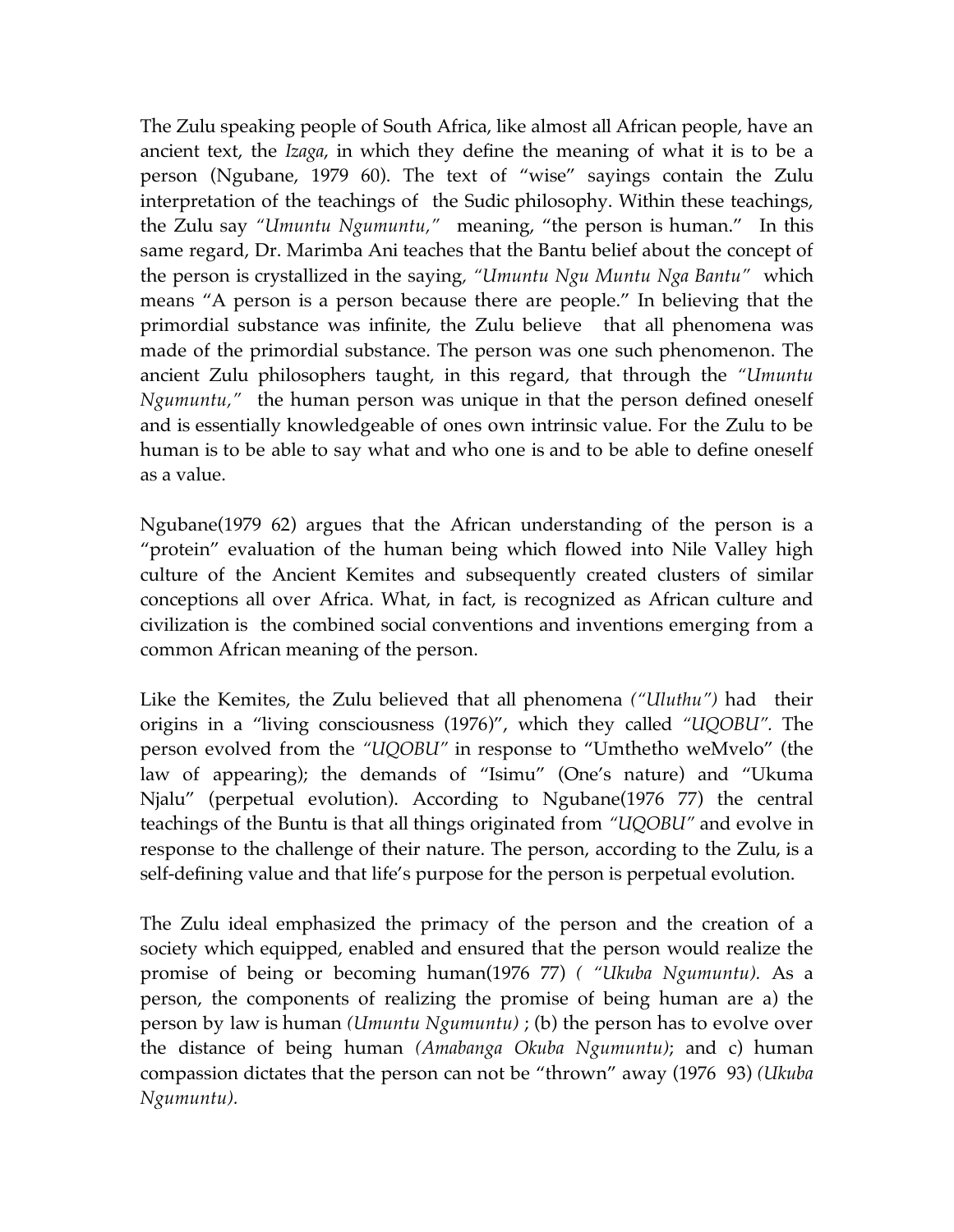The Zulu speaking people of South Africa, like almost all African people, have an ancient text, the *Izaga*, in which they define the meaning of what it is to be a person (Ngubane, 1979 60). The text of "wise" sayings contain the Zulu interpretation of the teachings of the Sudic philosophy. Within these teachings, the Zulu say *"Umuntu Ngumuntu,"* meaning, "the person is human." In this same regard, Dr. Marimba Ani teaches that the Bantu belief about the concept of the person is crystallized in the saying, *"Umuntu Ngu Muntu Nga Bantu"* which means "A person is a person because there are people." In believing that the primordial substance was infinite, the Zulu believe that all phenomena was made of the primordial substance. The person was one such phenomenon. The ancient Zulu philosophers taught, in this regard, that through the *"Umuntu Ngumuntu,"* the human person was unique in that the person defined oneself and is essentially knowledgeable of ones own intrinsic value. For the Zulu to be human is to be able to say what and who one is and to be able to define oneself as a value.

Ngubane(1979 62) argues that the African understanding of the person is a "protein" evaluation of the human being which flowed into Nile Valley high culture of the Ancient Kemites and subsequently created clusters of similar conceptions all over Africa. What, in fact, is recognized as African culture and civilization is the combined social conventions and inventions emerging from a common African meaning of the person.

Like the Kemites, the Zulu believed that all phenomena *("Uluthu")* had their origins in a "living consciousness (1976)", which they called *"UQOBU"*. The person evolved from the *"UQOBU"* in response to "Umthetho weMvelo" (the law of appearing); the demands of "Isimu" (One's nature) and "Ukuma Njalu" (perpetual evolution). According to Ngubane(1976 77) the central teachings of the Buntu is that all things originated from *"UQOBU"* and evolve in response to the challenge of their nature. The person, according to the Zulu, is a self-defining value and that life's purpose for the person is perpetual evolution.

The Zulu ideal emphasized the primacy of the person and the creation of a society which equipped, enabled and ensured that the person would realize the promise of being or becoming human(1976 77) *( "Ukuba Ngumuntu).* As a person, the components of realizing the promise of being human are a) the person by law is human *(Umuntu Ngumuntu)* ; (b) the person has to evolve over the distance of being human *(Amabanga Okuba Ngumuntu)*; and c) human compassion dictates that the person can not be "thrown" away (1976 93) *(Ukuba Ngumuntu).*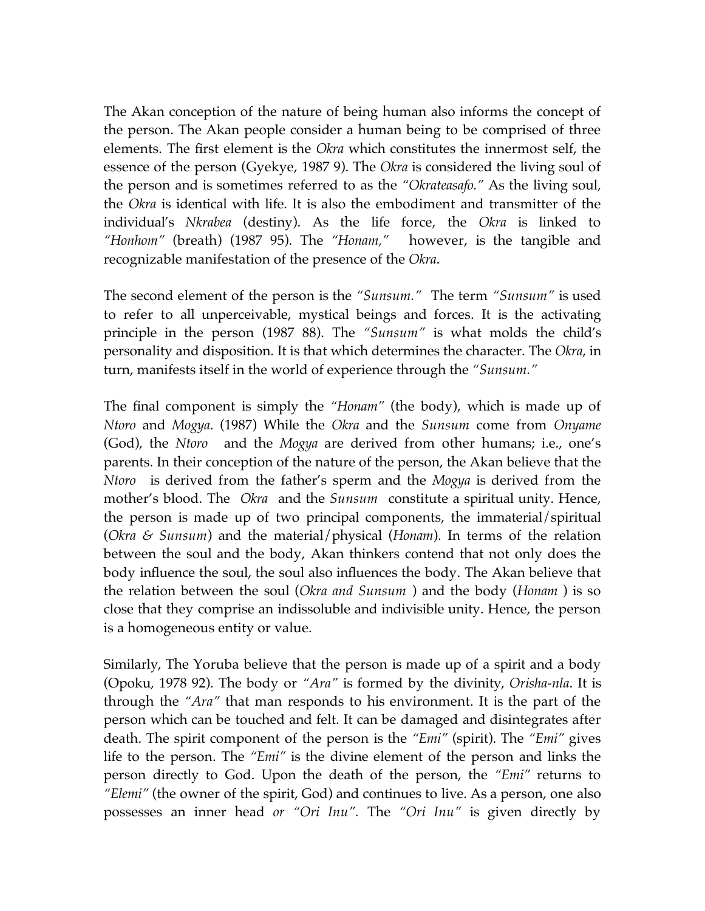The Akan conception of the nature of being human also informs the concept of the person. The Akan people consider a human being to be comprised of three elements. The first element is the *Okra* which constitutes the innermost self, the essence of the person (Gyekye, 1987 9). The *Okra* is considered the living soul of the person and is sometimes referred to as the *"Okrateasafo."* As the living soul, the *Okra* is identical with life. It is also the embodiment and transmitter of the individual's *Nkrabea* (destiny). As the life force, the *Okra* is linked to *"Honhom"* (breath) (1987 95). The *"Honam,"* however, is the tangible and recognizable manifestation of the presence of the *Okra*.

The second element of the person is the *"Sunsum."* The term *"Sunsum"* is used to refer to all unperceivable, mystical beings and forces. It is the activating principle in the person (1987 88). The *"Sunsum"* is what molds the child's personality and disposition. It is that which determines the character. The *Okra*, in turn, manifests itself in the world of experience through the *"Sunsum."*

The final component is simply the *"Honam"* (the body), which is made up of *Ntoro* and *Mogya*. (1987) While the *Okra* and the *Sunsum* come from *Onyame* (God), the *Ntoro* and the *Mogya* are derived from other humans; i.e., one's parents. In their conception of the nature of the person, the Akan believe that the *Ntoro* is derived from the father's sperm and the *Mogya* is derived from the mother's blood. The *Okra* and the *Sunsum* constitute a spiritual unity. Hence, the person is made up of two principal components, the immaterial/spiritual (*Okra & Sunsum*) and the material/physical (*Honam*). In terms of the relation between the soul and the body, Akan thinkers contend that not only does the body influence the soul, the soul also influences the body. The Akan believe that the relation between the soul (*Okra and Sunsum* ) and the body (*Honam* ) is so close that they comprise an indissoluble and indivisible unity. Hence, the person is a homogeneous entity or value.

Similarly, The Yoruba believe that the person is made up of a spirit and a body (Opoku, 1978 92). The body or *"Ara"* is formed by the divinity, *Orisha-nla*. It is through the *"Ara"* that man responds to his environment. It is the part of the person which can be touched and felt. It can be damaged and disintegrates after death. The spirit component of the person is the *"Emi"* (spirit). The *"Emi"* gives life to the person. The *"Emi"* is the divine element of the person and links the person directly to God. Upon the death of the person, the *"Emi"* returns to *"Elemi"* (the owner of the spirit, God) and continues to live. As a person, one also possesses an inner head *or "Ori Inu"*. The *"Ori Inu"* is given directly by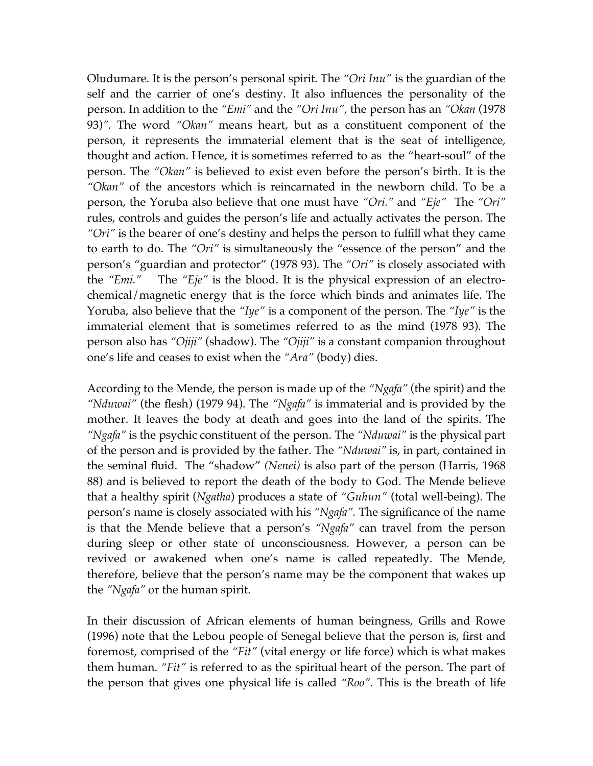Oludumare. It is the person's personal spirit. The *"Ori Inu"* is the guardian of the self and the carrier of one's destiny. It also influences the personality of the person. In addition to the *"Emi"* and the *"Ori Inu"*, the person has an *"Okan* (1978 93)*"*. The word *"Okan"* means heart, but as a constituent component of the person, it represents the immaterial element that is the seat of intelligence, thought and action. Hence, it is sometimes referred to as the "heart-soul" of the person. The *"Okan"* is believed to exist even before the person's birth. It is the *"Okan"* of the ancestors which is reincarnated in the newborn child. To be a person, the Yoruba also believe that one must have *"Ori."* and *"Eje"* The *"Ori"* rules, controls and guides the person's life and actually activates the person. The *"Ori"* is the bearer of one's destiny and helps the person to fulfill what they came to earth to do. The *"Ori"* is simultaneously the "essence of the person" and the person's "guardian and protector" (1978 93). The *"Ori"* is closely associated with the *"Emi."* The *"Eje"* is the blood. It is the physical expression of an electro-chemical/magnetic energy that is the force which binds and animates life. The Yoruba, also believe that the *"Iye"* is a component of the person. The *"Iye"* is the immaterial element that is sometimes referred to as the mind (1978 93). The person also has *"Ojiji"* (shadow). The *"Ojiji"* is a constant companion throughout one's life and ceases to exist when the *"Ara"* (body) dies.

According to the Mende, the person is made up of the *"Ngafa"* (the spirit) and the *"Nduwai"* (the flesh) (1979 94). The *"Ngafa"* is immaterial and is provided by the mother. It leaves the body at death and goes into the land of the spirits. The *"Ngafa"* is the psychic constituent of the person. The *"Nduwai"* is the physical part of the person and is provided by the father. The *"Nduwai"* is, in part, contained in the seminal fluid. The "shadow" *(Nenei)* is also part of the person (Harris, 1968 88) and is believed to report the death of the body to God. The Mende believe that a healthy spirit (*Ngatha*) produces a state of *"Guhun"* (total well-being). The person's name is closely associated with his *"Ngafa"*. The significance of the name is that the Mende believe that a person's *"Ngafa"* can travel from the person during sleep or other state of unconsciousness. However, a person can be revived or awakened when one's name is called repeatedly. The Mende, therefore, believe that the person's name may be the component that wakes up the *"Ngafa"* or the human spirit.

In their discussion of African elements of human beingness, Grills and Rowe (1996) note that the Lebou people of Senegal believe that the person is, first and foremost, comprised of the *"Fit"* (vital energy or life force) which is what makes them human. *"Fit"* is referred to as the spiritual heart of the person. The part of the person that gives one physical life is called *"Roo"*. This is the breath of life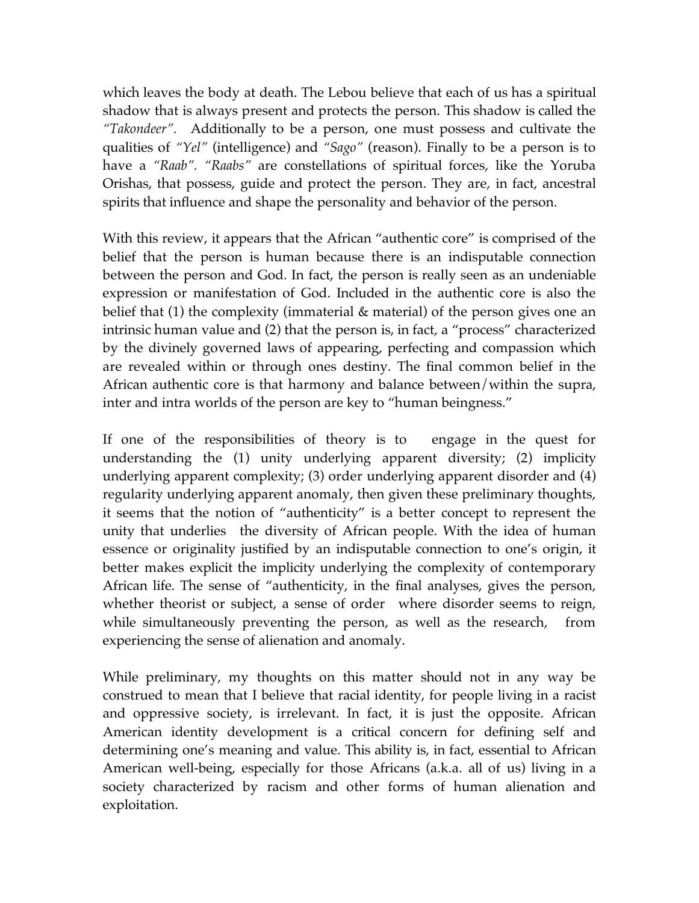which leaves the body at death. The Lebou believe that each of us has a spiritual shadow that is always present and protects the person. This shadow is called the *"Takondeer"*. Additionally to be a person, one must possess and cultivate the qualities of *"Yel"* (intelligence) and *"Sago"* (reason). Finally to be a person is to have a *"Raab"*. *"Raabs"* are constellations of spiritual forces, like the Yoruba Orishas, that possess, guide and protect the person. They are, in fact, ancestral spirits that influence and shape the personality and behavior of the person.

With this review, it appears that the African "authentic core" is comprised of the belief that the person is human because there is an indisputable connection between the person and God. In fact, the person is really seen as an undeniable expression or manifestation of God. Included in the authentic core is also the belief that (1) the complexity (immaterial & material) of the person gives one an intrinsic human value and (2) that the person is, in fact, a "process" characterized by the divinely governed laws of appearing, perfecting and compassion which are revealed within or through ones destiny. The final common belief in the African authentic core is that harmony and balance between/within the supra, inter and intra worlds of the person are key to "human beingness."

If one of the responsibilities of theory is to engage in the quest for understanding the (1) unity underlying apparent diversity; (2) implicity underlying apparent complexity; (3) order underlying apparent disorder and (4) regularity underlying apparent anomaly, then given these preliminary thoughts, it seems that the notion of "authenticity" is a better concept to represent the unity that underlies the diversity of African people. With the idea of human essence or originality justified by an indisputable connection to one's origin, it better makes explicit the implicity underlying the complexity of contemporary African life. The sense of "authenticity, in the final analyses, gives the person, whether theorist or subject, a sense of order where disorder seems to reign, while simultaneously preventing the person, as well as the research, from experiencing the sense of alienation and anomaly.

While preliminary, my thoughts on this matter should not in any way be construed to mean that I believe that racial identity, for people living in a racist and oppressive society, is irrelevant. In fact, it is just the opposite. African American identity development is a critical concern for defining self and determining one's meaning and value. This ability is, in fact, essential to African American well-being, especially for those Africans (a.k.a. all of us) living in a society characterized by racism and other forms of human alienation and exploitation.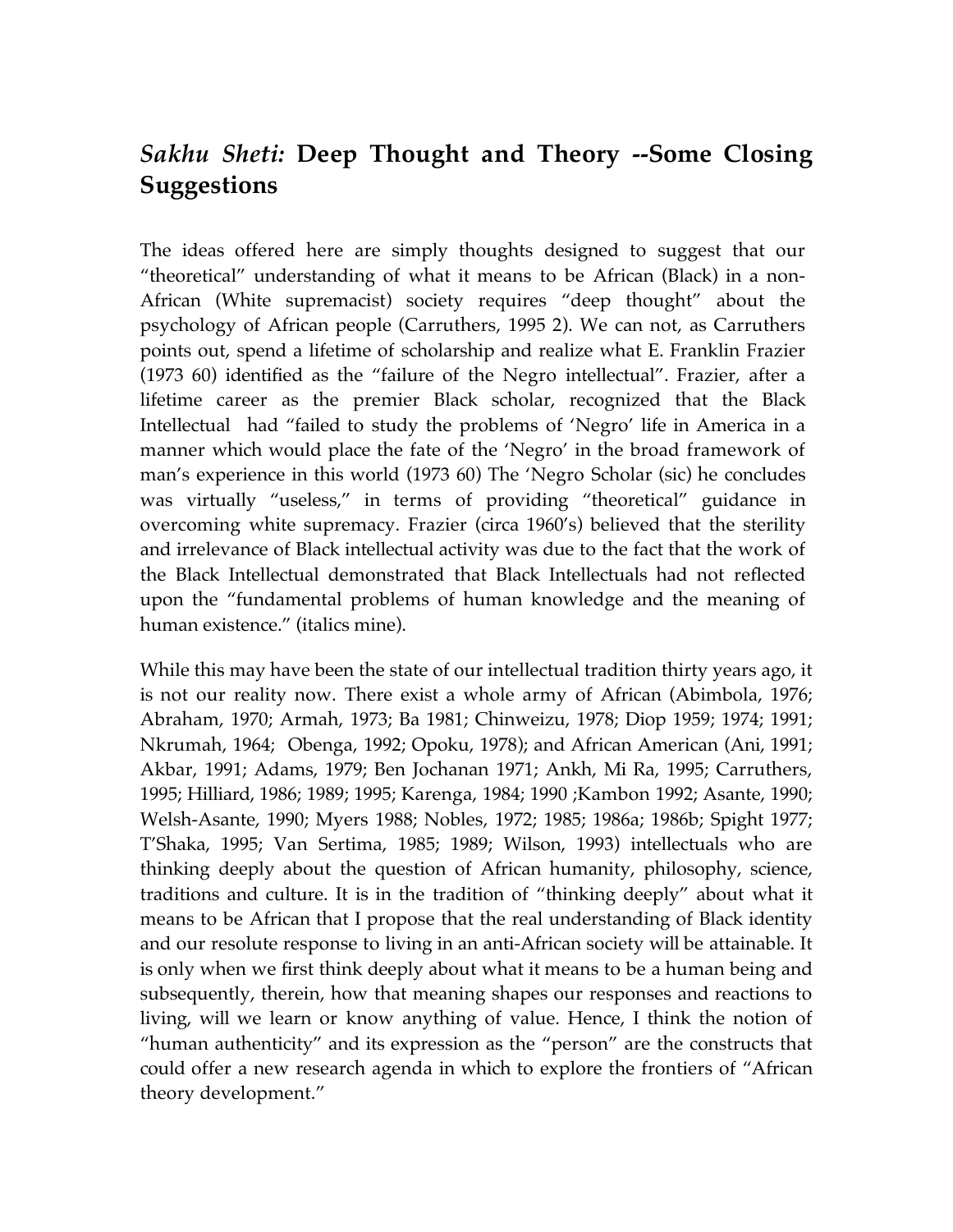## *Sakhu Sheti:* Deep Thought and Theory --Some Closing Suggestions

The ideas offered here are simply thoughts designed to suggest that our "theoretical" understanding of what it means to be African (Black) in a non-African (White supremacist) society requires "deep thought" about the psychology of African people (Carruthers, 1995 2). We can not, as Carruthers points out, spend a lifetime of scholarship and realize what E. Franklin Frazier (1973 60) identified as the "failure of the Negro intellectual". Frazier, after a lifetime career as the premier Black scholar, recognized that the Black Intellectual had "failed to study the problems of 'Negro' life in America in a manner which would place the fate of the 'Negro' in the broad framework of man's experience in this world (1973 60) The 'Negro Scholar (sic) he concludes was virtually "useless," in terms of providing "theoretical" guidance in overcoming white supremacy. Frazier (circa 1960's) believed that the sterility and irrelevance of Black intellectual activity was due to the fact that the work of the Black Intellectual demonstrated that Black Intellectuals had not reflected upon the "fundamental problems of human knowledge and the meaning of human existence." (italics mine).

While this may have been the state of our intellectual tradition thirty years ago, it is not our reality now. There exist a whole army of African (Abimbola, 1976; Abraham, 1970; Armah, 1973; Ba 1981; Chinweizu, 1978; Diop 1959; 1974; 1991; Nkrumah, 1964; Obenga, 1992; Opoku, 1978); and African American (Ani, 1991; Akbar, 1991; Adams, 1979; Ben Jochanan 1971; Ankh, Mi Ra, 1995; Carruthers, 1995; Hilliard, 1986; 1989; 1995; Karenga, 1984; 1990 ;Kambon 1992; Asante, 1990; Welsh-Asante, 1990; Myers 1988; Nobles, 1972; 1985; 1986a; 1986b; Spight 1977; T'Shaka, 1995; Van Sertima, 1985; 1989; Wilson, 1993) intellectuals who are thinking deeply about the question of African humanity, philosophy, science, traditions and culture. It is in the tradition of "thinking deeply" about what it means to be African that I propose that the real understanding of Black identity and our resolute response to living in an anti-African society will be attainable. It is only when we first think deeply about what it means to be a human being and subsequently, therein, how that meaning shapes our responses and reactions to living, will we learn or know anything of value. Hence, I think the notion of "human authenticity" and its expression as the "person" are the constructs that could offer a new research agenda in which to explore the frontiers of "African theory development."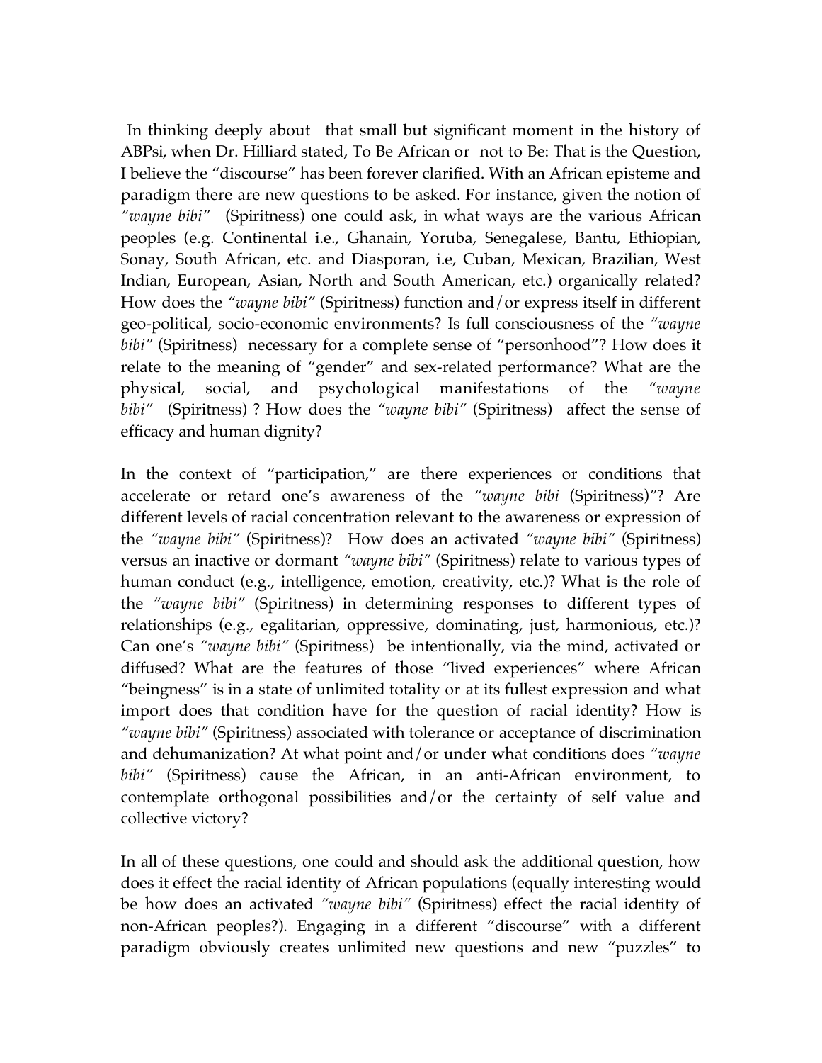In thinking deeply about that small but significant moment in the history of ABPsi, when Dr. Hilliard stated, To Be African or not to Be: That is the Question, I believe the "discourse" has been forever clarified. With an African episteme and paradigm there are new questions to be asked. For instance, given the notion of *"wayne bibi"* (Spiritness) one could ask, in what ways are the various African peoples (e.g. Continental i.e., Ghanain, Yoruba, Senegalese, Bantu, Ethiopian, Sonay, South African, etc. and Diasporan, i.e, Cuban, Mexican, Brazilian, West Indian, European, Asian, North and South American, etc.) organically related? How does the *"wayne bibi"* (Spiritness) function and/or express itself in different geo-political, socio-economic environments? Is full consciousness of the *"wayne bibi"* (Spiritness) necessary for a complete sense of "personhood"? How does it relate to the meaning of "gender" and sex-related performance? What are the physical, social, and psychological manifestations of the *"wayne bibi"* (Spiritness) ? How does the *"wayne bibi"* (Spiritness) affect the sense of efficacy and human dignity?

In the context of "participation," are there experiences or conditions that accelerate or retard one's awareness of the *"wayne bibi* (Spiritness)"? Are different levels of racial concentration relevant to the awareness or expression of the *"wayne bibi"* (Spiritness)? How does an activated *"wayne bibi"* (Spiritness) versus an inactive or dormant *"wayne bibi"* (Spiritness) relate to various types of human conduct (e.g., intelligence, emotion, creativity, etc.)? What is the role of the *"wayne bibi"* (Spiritness) in determining responses to different types of relationships (e.g., egalitarian, oppressive, dominating, just, harmonious, etc.)? Can one's *"wayne bibi"* (Spiritness) be intentionally, via the mind, activated or diffused? What are the features of those "lived experiences" where African "beingness" is in a state of unlimited totality or at its fullest expression and what import does that condition have for the question of racial identity? How is *"wayne bibi"* (Spiritness) associated with tolerance or acceptance of discrimination and dehumanization? At what point and/or under what conditions does *"wayne bibi"* (Spiritness) cause the African, in an anti-African environment, to contemplate orthogonal possibilities and/or the certainty of self value and collective victory?

In all of these questions, one could and should ask the additional question, how does it effect the racial identity of African populations (equally interesting would be how does an activated *"wayne bibi"* (Spiritness) effect the racial identity of non-African peoples?). Engaging in a different "discourse" with a different paradigm obviously creates unlimited new questions and new "puzzles" to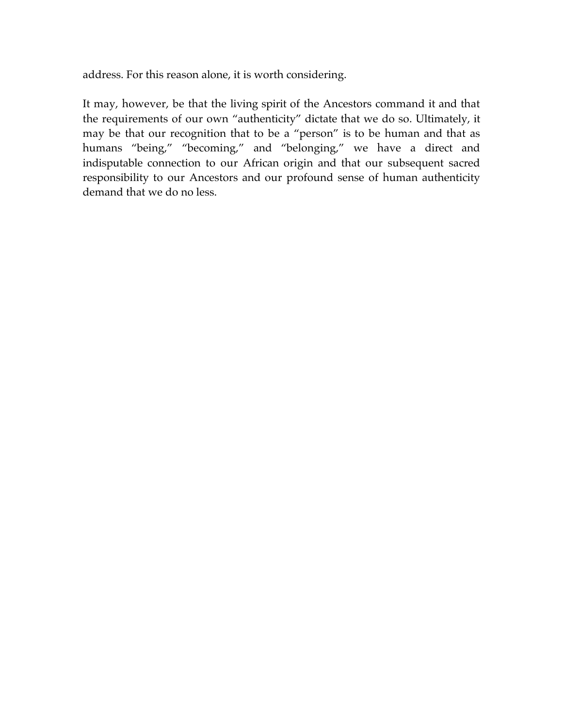address. For this reason alone, it is worth considering.

It may, however, be that the living spirit of the Ancestors command it and that the requirements of our own "authenticity" dictate that we do so. Ultimately, it may be that our recognition that to be a "person" is to be human and that as humans "being," "becoming," and "belonging," we have a direct and indisputable connection to our African origin and that our subsequent sacred responsibility to our Ancestors and our profound sense of human authenticity demand that we do no less.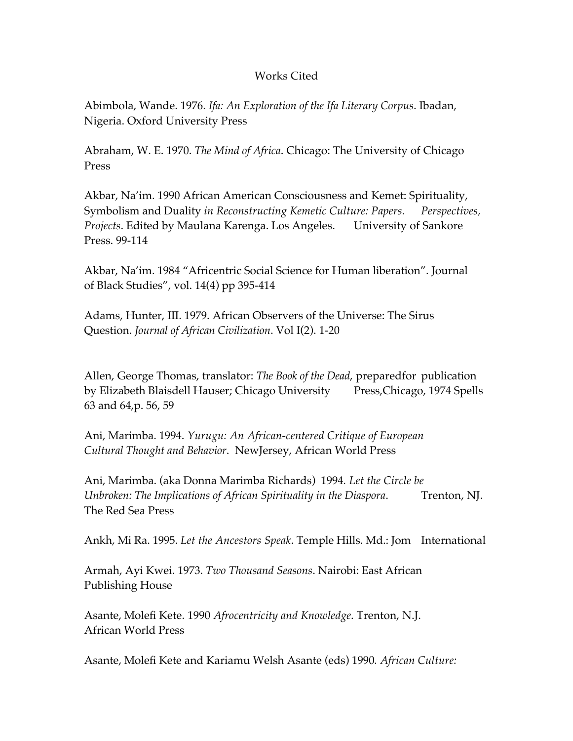## Works Cited

Abimbola, Wande. 1976. *Ifa: An Exploration of the Ifa Literary Corpus*. Ibadan, Nigeria. Oxford University Press

Abraham, W. E. 1970. *The Mind of Africa*. Chicago: The University of Chicago Press

Akbar, Na'im. 1990 African American Consciousness and Kemet: Spirituality, Symbolism and Duality *in Reconstructing Kemetic Culture: Papers. Perspectives, Projects*. Edited by Maulana Karenga. Los Angeles. University of Sankore Press. 99-114

Akbar, Na'im. 1984 "Africentric Social Science for Human liberation". Journal of Black Studies", vol. 14(4) pp 395-414

Adams, Hunter, III. 1979. African Observers of the Universe: The Sirus Question. *Journal of African Civilization*. Vol I(2). 1-20

Allen, George Thomas, translator: *The Book of the Dead*, preparedfor publication by Elizabeth Blaisdell Hauser; Chicago University Press,Chicago, 1974 Spells 63 and 64,p. 56, 59

Ani, Marimba. 1994. *Yurugu: An African-centered Critique of European Cultural Thought and Behavior*. NewJersey, African World Press

Ani, Marimba. (aka Donna Marimba Richards) 1994. *Let the Circle be Unbroken: The Implications of African Spirituality in the Diaspora*. Trenton, NJ. The Red Sea Press

Ankh, Mi Ra. 1995. *Let the Ancestors Speak*. Temple Hills. Md.: Jom International

Armah, Ayi Kwei. 1973. *Two Thousand Seasons*. Nairobi: East African Publishing House

Asante, Molefi Kete. 1990 *Afrocentricity and Knowledge*. Trenton, N.J. African World Press

Asante, Molefi Kete and Kariamu Welsh Asante (eds) 1990. *African Culture:*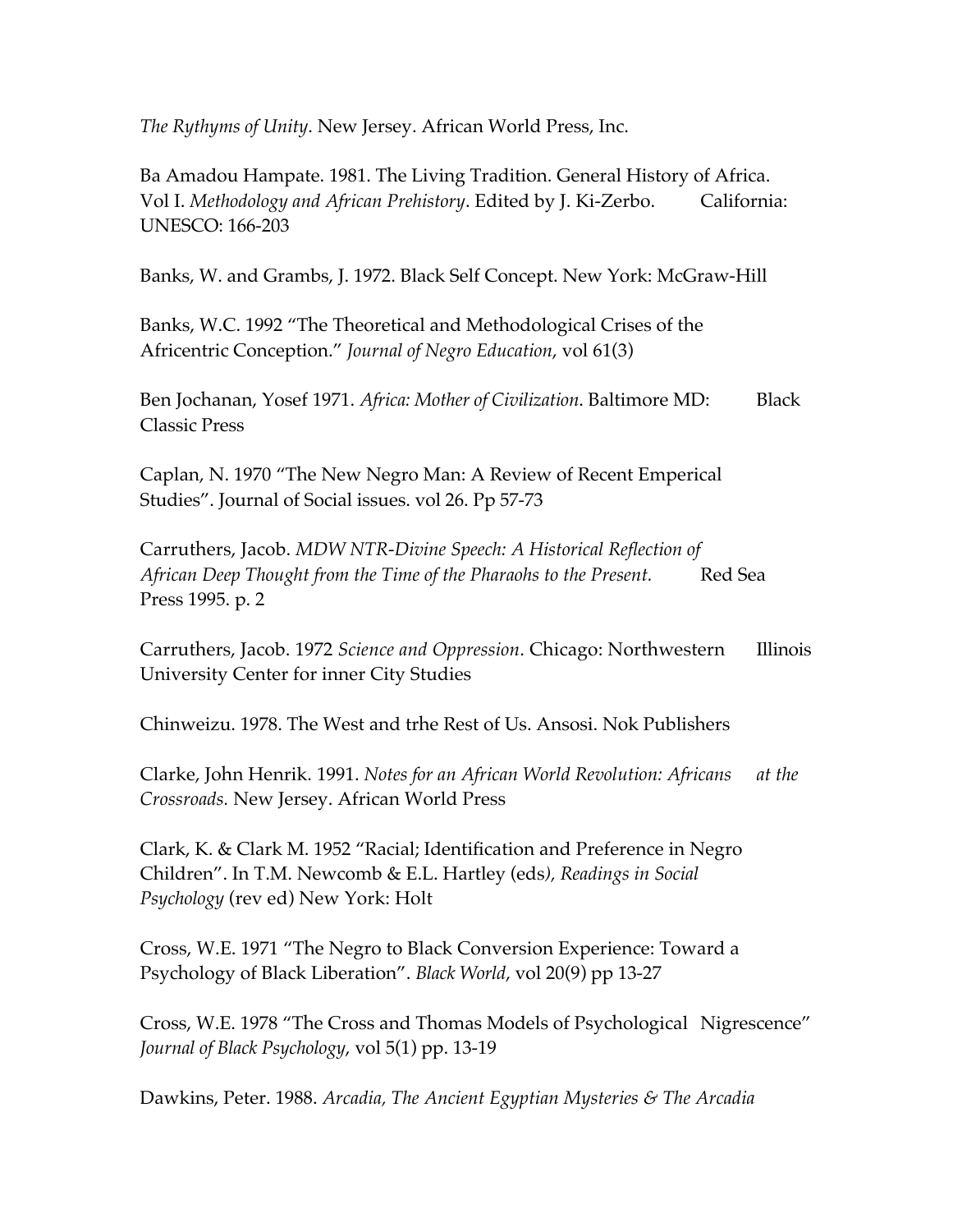*The Rythyms of Unity*. New Jersey. African World Press, Inc.

Ba Amadou Hampate. 1981. The Living Tradition. General History of Africa. Vol I. *Methodology and African Prehistory*. Edited by J. Ki-Zerbo. California: UNESCO: 166-203

Banks, W. and Grambs, J. 1972. Black Self Concept. New York: McGraw-Hill

Banks, W.C. 1992 "The Theoretical and Methodological Crises of the Africentric Conception." *Journal of Negro Education*, vol 61(3)

Ben Jochanan, Yosef 1971. *Africa: Mother of Civilization*. Baltimore MD: Black Classic Press

Caplan, N. 1970 "The New Negro Man: A Review of Recent Emperical Studies". Journal of Social issues. vol 26. Pp 57-73

Carruthers, Jacob. *MDW NTR-Divine Speech: A Historical Reflection of African Deep Thought from the Time of the Pharaohs to the Present.* Red Sea Press 1995. p. 2

Carruthers, Jacob. 1972 *Science and Oppression*. Chicago: Northwestern Illinois University Center for inner City Studies

Chinweizu. 1978. The West and trhe Rest of Us. Ansosi. Nok Publishers

Clarke, John Henrik. 1991. *Notes for an African World Revolution: Africans at the Crossroads.* New Jersey. African World Press

Clark, K. & Clark M. 1952 "Racial; Identification and Preference in Negro Children". In T.M. Newcomb & E.L. Hartley (eds*), Readings in Social Psychology* (rev ed) New York: Holt

Cross, W.E. 1971 "The Negro to Black Conversion Experience: Toward a Psychology of Black Liberation". *Black World*, vol 20(9) pp 13-27

Cross, W.E. 1978 "The Cross and Thomas Models of Psychological Nigrescence" *Journal of Black Psychology*, vol 5(1) pp. 13-19

Dawkins, Peter. 1988. *Arcadia, The Ancient Egyptian Mysteries & The Arcadia*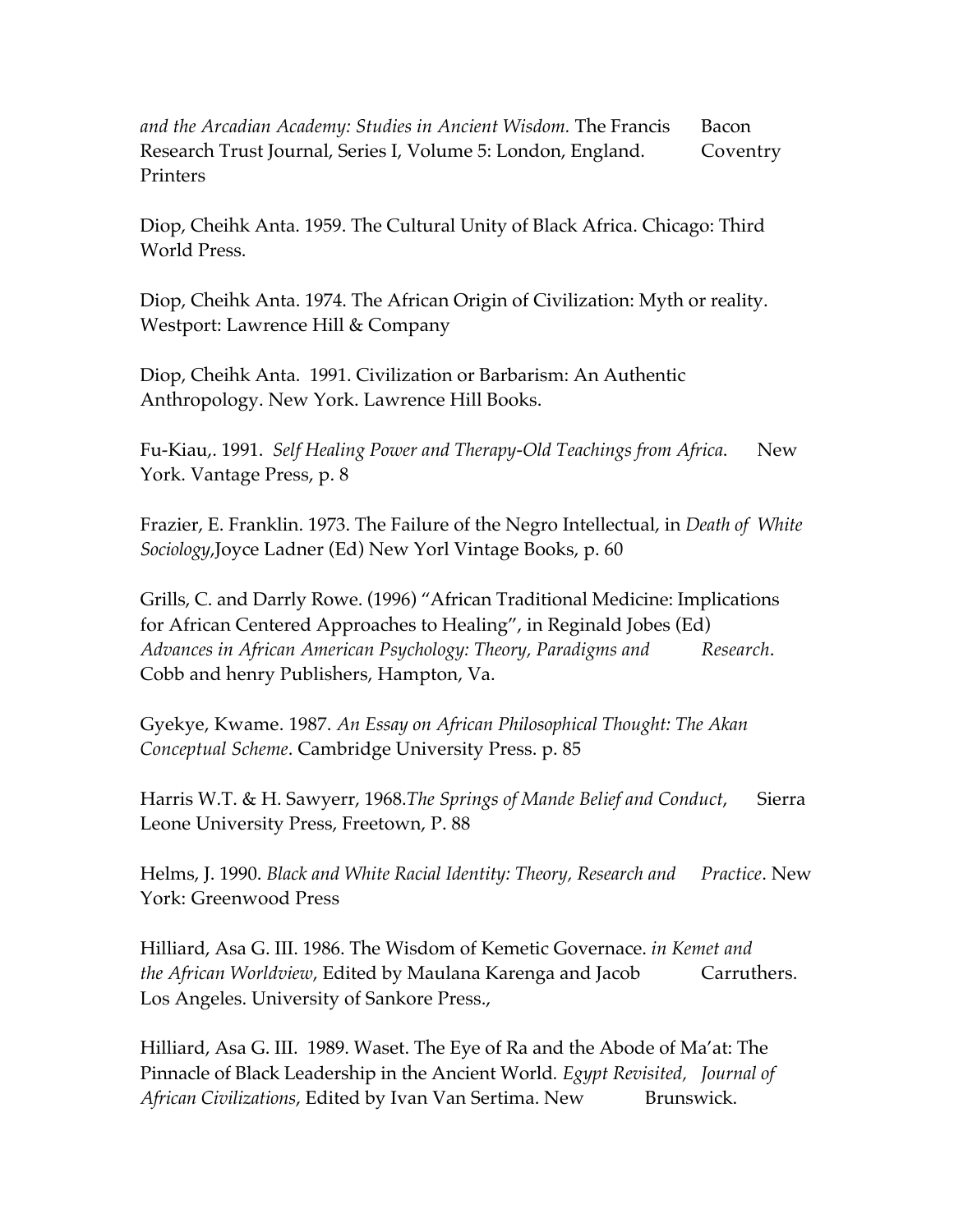*and the Arcadian Academy: Studies in Ancient Wisdom.* The Francis Bacon Research Trust Journal, Series I, Volume 5: London, England. Coventry Printers

Diop, Cheihk Anta. 1959. The Cultural Unity of Black Africa. Chicago: Third World Press.

Diop, Cheihk Anta. 1974. The African Origin of Civilization: Myth or reality. Westport: Lawrence Hill & Company

Diop, Cheihk Anta. 1991. Civilization or Barbarism: An Authentic Anthropology. New York. Lawrence Hill Books.

Fu-Kiau,. 1991. *Self Healing Power and Therapy-Old Teachings from Africa*. New York. Vantage Press, p. 8

Frazier, E. Franklin. 1973. The Failure of the Negro Intellectual, in *Death of White Sociology*,Joyce Ladner (Ed) New Yorl Vintage Books, p. 60

Grills, C. and Darrly Rowe. (1996) "African Traditional Medicine: Implications for African Centered Approaches to Healing", in Reginald Jobes (Ed) *Advances in African American Psychology: Theory, Paradigms and Research*. Cobb and henry Publishers, Hampton, Va.

Gyekye, Kwame. 1987. *An Essay on African Philosophical Thought: The Akan Conceptual Scheme*. Cambridge University Press. p. 85

Harris W.T. & H. Sawyerr, 1968.*The Springs of Mande Belief and Conduct*, Sierra Leone University Press, Freetown, P. 88

Helms, J. 1990. *Black and White Racial Identity: Theory, Research and Practice*. New York: Greenwood Press

Hilliard, Asa G. III. 1986. The Wisdom of Kemetic Governace. *in Kemet and the African Worldview*, Edited by Maulana Karenga and Jacob Carruthers. Los Angeles. University of Sankore Press.,

Hilliard, Asa G. III. 1989. Waset. The Eye of Ra and the Abode of Ma'at: The Pinnacle of Black Leadership in the Ancient World. *Egypt Revisited, Journal of African Civilizations*, Edited by Ivan Van Sertima. New Brunswick.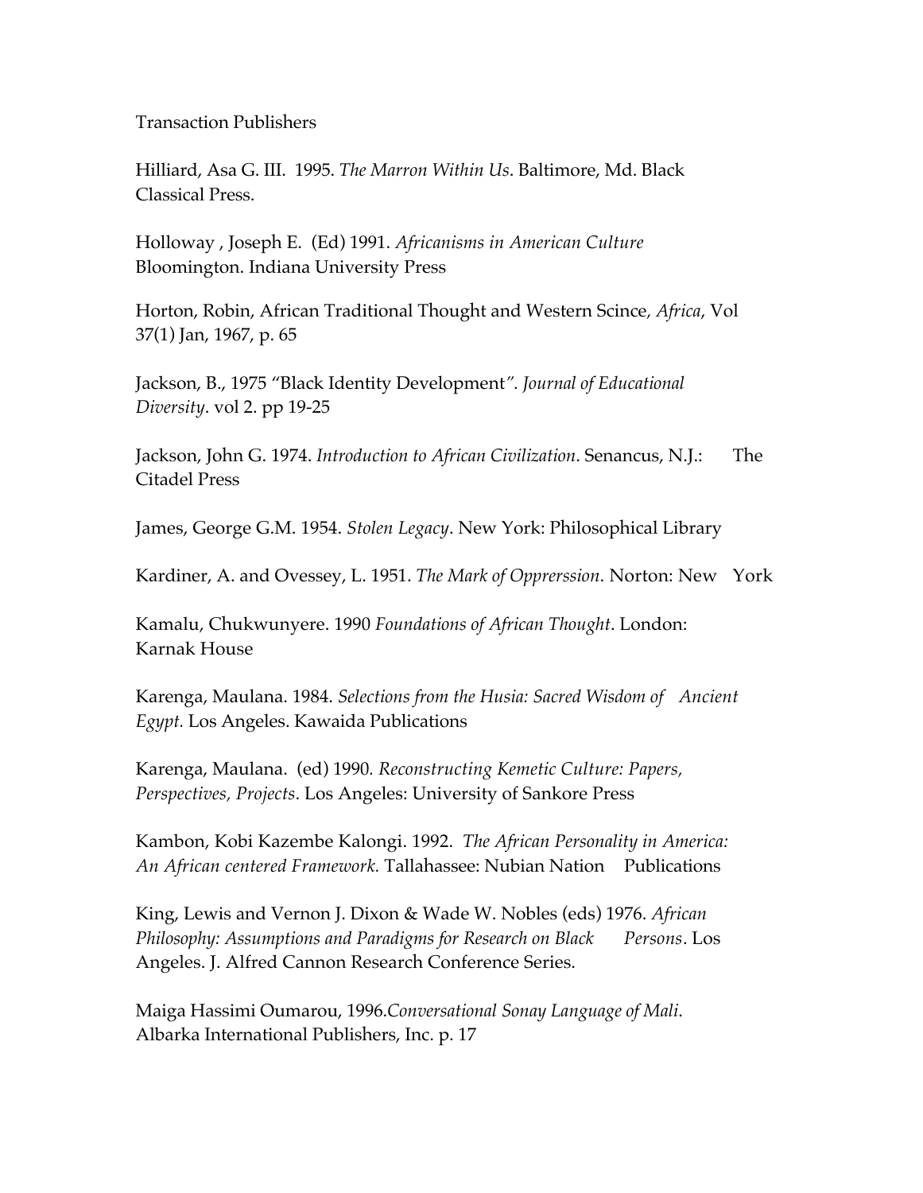Transaction Publishers

Hilliard, Asa G. III. 1995. *The Marron Within Us*. Baltimore, Md. Black Classical Press.

Holloway , Joseph E. (Ed) 1991. *Africanisms in American Culture* Bloomington. Indiana University Press

Horton, Robin, African Traditional Thought and Western Scince, *Africa*, Vol 37(1) Jan, 1967, p. 65

Jackson, B., 1975 "Black Identity Development". *Journal of Educational Diversity*. vol 2. pp 19-25

Jackson, John G. 1974. *Introduction to African Civilization*. Senancus, N.J.: The Citadel Press

James, George G.M. 1954. *Stolen Legacy*. New York: Philosophical Library

Kardiner, A. and Ovessey, L. 1951. *The Mark of Opprerssion*. Norton: New York

Kamalu, Chukwunyere. 1990 *Foundations of African Thought*. London: Karnak House

Karenga, Maulana. 1984. *Selections from the Husia: Sacred Wisdom of Ancient Egypt.* Los Angeles. Kawaida Publications

Karenga, Maulana. (ed) 1990. *Reconstructing Kemetic Culture: Papers, Perspectives, Projects*. Los Angeles: University of Sankore Press

Kambon, Kobi Kazembe Kalongi. 1992. *The African Personality in America: An African centered Framework.* Tallahassee: Nubian Nation Publications

King, Lewis and Vernon J. Dixon & Wade W. Nobles (eds) 1976. *African Philosophy: Assumptions and Paradigms for Research on Black Persons*. Los Angeles. J. Alfred Cannon Research Conference Series.

Maiga Hassimi Oumarou, 1996.*Conversational Sonay Language of Mali*. Albarka International Publishers, Inc. p. 17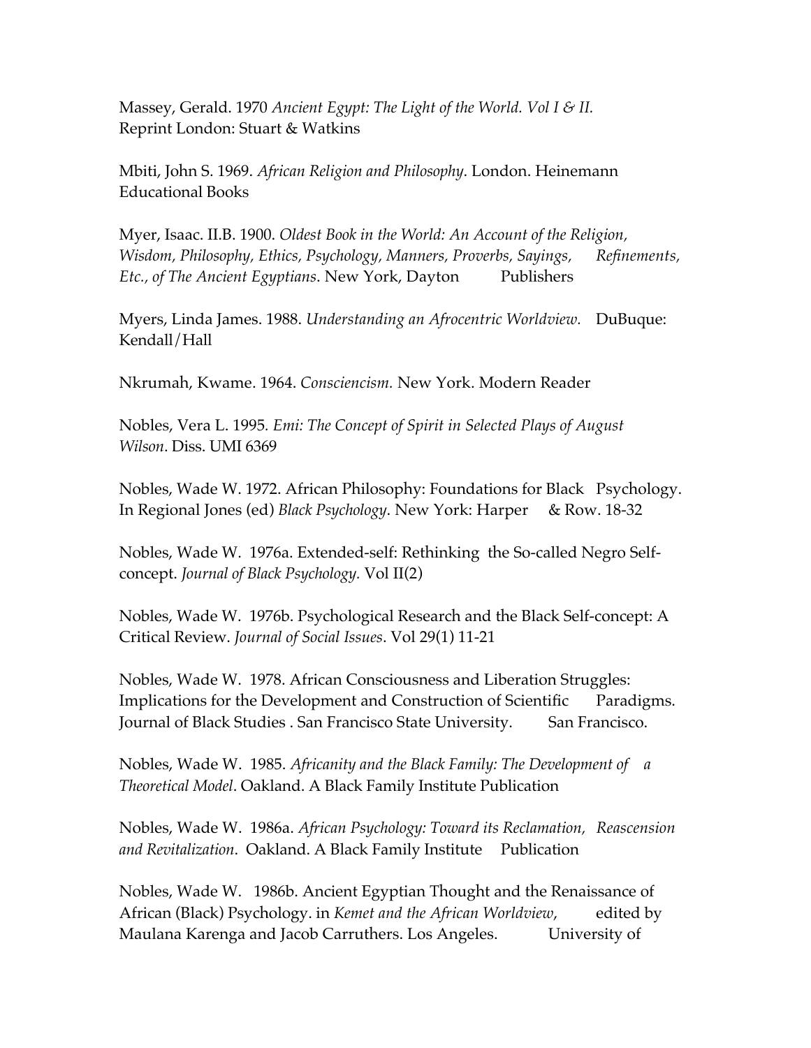Massey, Gerald. 1970 *Ancient Egypt: The Light of the World. Vol I & II.* Reprint London: Stuart & Watkins

Mbiti, John S. 1969. *African Religion and Philosophy*. London. Heinemann Educational Books

Myer, Isaac. II.B. 1900. *Oldest Book in the World: An Account of the Religion, Wisdom, Philosophy, Ethics, Psychology, Manners, Proverbs, Sayings, Refinements, Etc., of The Ancient Egyptians*. New York, Dayton Publishers

Myers, Linda James. 1988. *Understanding an Afrocentric Worldview.* DuBuque: Kendall/Hall

Nkrumah, Kwame. 1964. *Consciencism.* New York. Modern Reader

Nobles, Vera L. 1995. *Emi: The Concept of Spirit in Selected Plays of August Wilson*. Diss. UMI 6369

Nobles, Wade W. 1972. African Philosophy: Foundations for Black Psychology. In Regional Jones (ed) *Black Psychology*. New York: Harper & Row. 18-32

Nobles, Wade W. 1976a. Extended-self: Rethinking the So-called Negro Self-concept. *Journal of Black Psychology.* Vol II(2)

Nobles, Wade W. 1976b. Psychological Research and the Black Self-concept: A Critical Review. *Journal of Social Issues*. Vol 29(1) 11-21

Nobles, Wade W. 1978. African Consciousness and Liberation Struggles: Implications for the Development and Construction of Scientific Paradigms. Journal of Black Studies . San Francisco State University. San Francisco.

Nobles, Wade W. 1985. *Africanity and the Black Family: The Development of a Theoretical Model*. Oakland. A Black Family Institute Publication

Nobles, Wade W. 1986a. *African Psychology: Toward its Reclamation, Reascension and Revitalization*. Oakland. A Black Family Institute Publication

Nobles, Wade W. 1986b. Ancient Egyptian Thought and the Renaissance of African (Black) Psychology. in *Kemet and the African Worldview*, edited by Maulana Karenga and Jacob Carruthers. Los Angeles. University of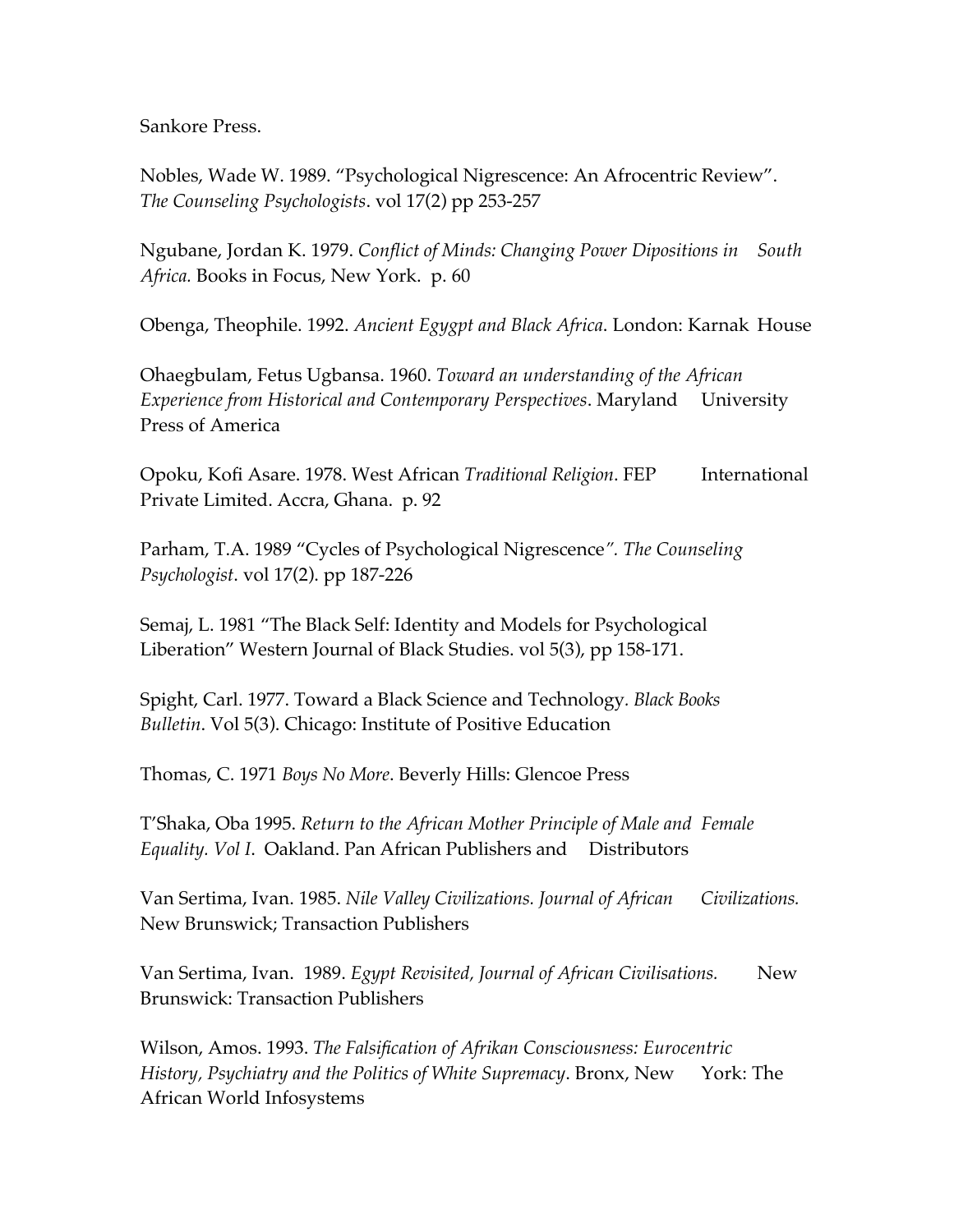Sankore Press.

Nobles, Wade W. 1989. "Psychological Nigrescence: An Afrocentric Review". *The Counseling Psychologists*. vol 17(2) pp 253-257

Ngubane, Jordan K. 1979. *Conflict of Minds: Changing Power Dipositions in South Africa.* Books in Focus, New York. p. 60

Obenga, Theophile. 1992. *Ancient Egygpt and Black Africa*. London: Karnak House

Ohaegbulam, Fetus Ugbansa. 1960. *Toward an understanding of the African Experience from Historical and Contemporary Perspectives*. Maryland University Press of America

Opoku, Kofi Asare. 1978. West African *Traditional Religion*. FEP International Private Limited. Accra, Ghana. p. 92

Parham, T.A. 1989 "Cycles of Psychological Nigrescence*". The Counseling Psychologist*. vol 17(2). pp 187-226

Semaj, L. 1981 "The Black Self: Identity and Models for Psychological Liberation" Western Journal of Black Studies. vol 5(3), pp 158-171.

Spight, Carl. 1977. Toward a Black Science and Technology*. Black Books Bulletin*. Vol 5(3). Chicago: Institute of Positive Education

Thomas, C. 1971 *Boys No More*. Beverly Hills: Glencoe Press

T'Shaka, Oba 1995. *Return to the African Mother Principle of Male and Female Equality. Vol I*. Oakland. Pan African Publishers and Distributors

Van Sertima, Ivan. 1985. *Nile Valley Civilizations. Journal of African Civilizations.* New Brunswick; Transaction Publishers

Van Sertima, Ivan. 1989. *Egypt Revisited, Journal of African Civilisations.* New Brunswick: Transaction Publishers

Wilson, Amos. 1993. *The Falsification of Afrikan Consciousness: Eurocentric History, Psychiatry and the Politics of White Supremacy*. Bronx, New York: The African World Infosystems